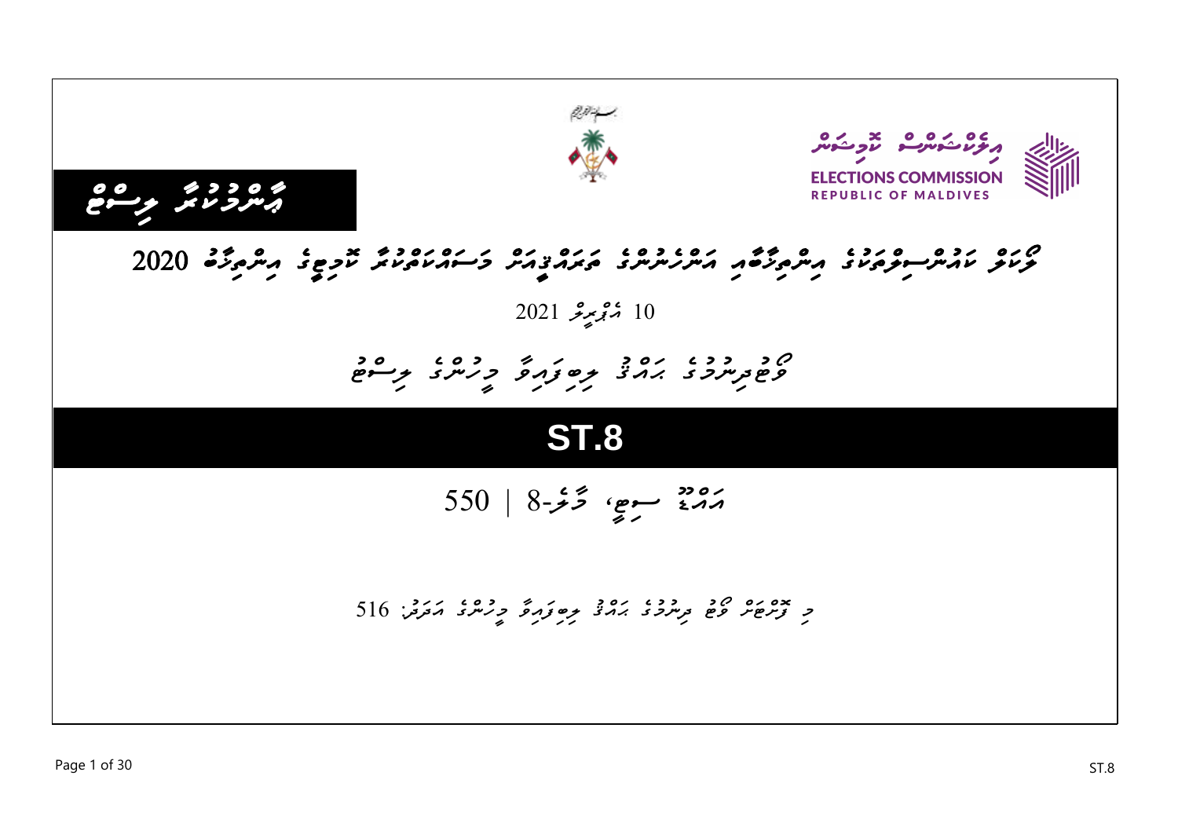بسم الله الرحمن الرحيم

އިލެކްޝަންސް ކޮމިޝަން

ELECTIONS COMMISSION

REPUBLIC OF MALDIVES

# އާންމުކުރާ ލިސްޓު

# ލޯކަލް ކައުންސިލްތަކުގެ އިންތިޚާބާއި އަންހެނުންގެ ތަރައްގީއަށް މަސައްކަތްކުރާ ކޮމިޓީގެ އިންތިޚާބު 2020

10 އޭޕްރީލް 2021

## ވޯޓުދިނުމުގެ ހައްޤު ލިބިފައިވާ މީހުންގެ ލިސްޓު

# ST.8

## އައްޑޫ ސިޓީ، މާލެ-8 | 550

މި ފޮންޓަށް ވޯޓު ދިނުމުގެ ހައްޤު ލިބިފައިވާ މީހުންގެ އަދަދު: 516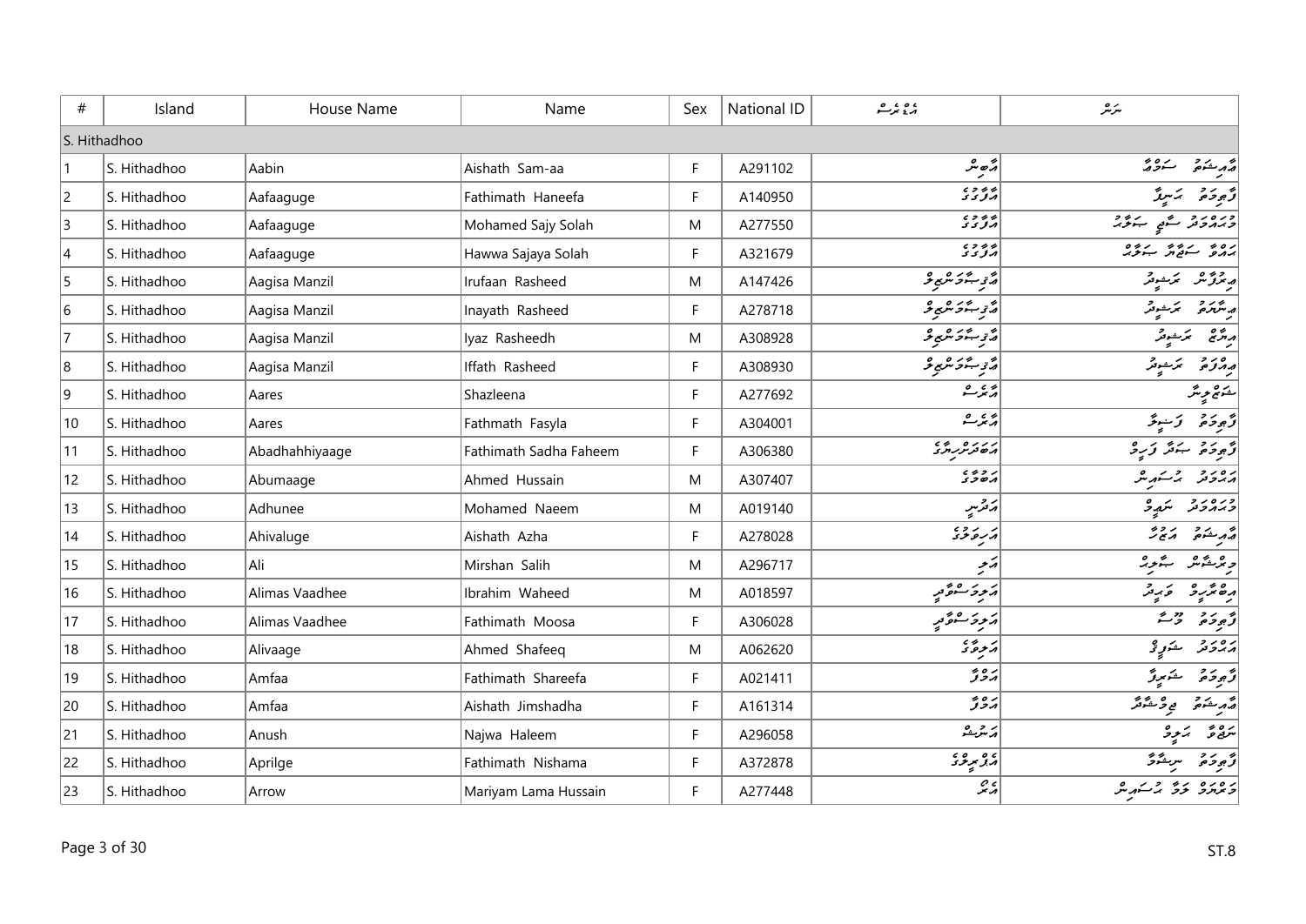| # | Island | House Name | Name | Sex | National ID | ގެއެގޮތް | ނަން |
|---|---|---|---|---|---|---|---|
| S. Hithadhoo | | | | | | | |
| 1 | S. Hithadhoo | Aabin | Aishath Sam-aa | F | A291102 | އާބިން | އައިޝަތު ސަމްއާ |
| 2 | S. Hithadhoo | Aafaaguge | Fathimath Haneefa | F | A140950 | އާފާގުގެ | ފާތިމަތު ހަނީފާ |
| 3 | S. Hithadhoo | Aafaaguge | Mohamed Sajy Solah | M | A277550 | އާފާގުގެ | މުޙައްމަދު ސާޖީ ޞޮލާޙް |
| 4 | S. Hithadhoo | Aafaaguge | Hawwa Sajaya Solah | F | A321679 | އާފާގުގެ | ހައްވާ ސަޖާޔާ ޞޮލާޙް |
| 5 | S. Hithadhoo | Aagisa Manzil | Irufaan Rasheed | M | A147426 | އާގިސާމަންޒިލް | އިރުފާން ރަޝީދު |
| 6 | S. Hithadhoo | Aagisa Manzil | Inayath Rasheed | F | A278718 | އާގިސާމަންޒިލް | އިނާޔަތު ރަޝީދު |
| 7 | S. Hithadhoo | Aagisa Manzil | Iyaz Rasheedh | M | A308928 | އާގިސާމަންޒިލް | އިޔާޒް ރަޝީދު |
| 8 | S. Hithadhoo | Aagisa Manzil | Iffath Rasheed | F | A308930 | އާގިސާމަންޒިލް | އިއްފަތު ރަޝީދު |
| 9 | S. Hithadhoo | Aares | Shazleena | F | A277692 | އާރެސް | ޝަޒްލީނާ |
| 10 | S. Hithadhoo | Aares | Fathmath Fasyla | F | A304001 | އާރެސް | ފާތިމަތު ފަސީލާ |
| 11 | S. Hithadhoo | Abadhahhiyaage | Fathimath Sadha Faheem | F | A306380 | އަބަދަހްހިޔާގެ | ފާތިމަތު ސަދާ ފަހީމް |
| 12 | S. Hithadhoo | Abumaage | Ahmed Hussain | M | A307407 | އަބުމާގެ | އަޙްމަދު ޙުސައިން |
| 13 | S. Hithadhoo | Adhunee | Mohamed Naeem | M | A019140 | އަދުނީ | މުޙައްމަދު ނަޢީމް |
| 14 | S. Hithadhoo | Ahivaluge | Aishath Azha | F | A278028 | އަހިވަލުގެ | އައިޝަތު އަޒްހާ |
| 15 | S. Hithadhoo | Ali | Mirshan Salih | M | A296717 | އަލި | މިރްޝާން ޞާލިޙް |
| 16 | S. Hithadhoo | Alimas Vaadhee | Ibrahim Waheed | M | A018597 | އަލިމަސްވާދީ | އިބްރާހީމް ވަޙީދު |
| 17 | S. Hithadhoo | Alimas Vaadhee | Fathimath Moosa | F | A306028 | އަލިމަސްވާދީ | ފާތިމަތު މޫސާ |
| 18 | S. Hithadhoo | Alivaage | Ahmed Shafeeq | M | A062620 | އަލިވާގެ | އަޙްމަދު ޝަފީޤު |
| 19 | S. Hithadhoo | Amfaa | Fathimath Shareefa | F | A021411 | އަމްފާ | ފާތިމަތު ޝަރީފާ |
| 20 | S. Hithadhoo | Amfaa | Aishath Jimshadha | F | A161314 | އަމްފާ | އައިޝަތު ޖިމްޝާދާ |
| 21 | S. Hithadhoo | Anush | Najwa Haleem | F | A296058 | އަނުޝް | ނަޖްވާ ހަލީމް |
| 22 | S. Hithadhoo | Aprilge | Fathimath Nishama | F | A372878 | އޭޕްރިލްގެ | ފާތިމަތު ނިޝާމާ |
| 23 | S. Hithadhoo | Arrow | Mariyam Lama Hussain | F | A277448 | އެރޯ | މަރިޔަމް ލަމާ ޙުސައިން |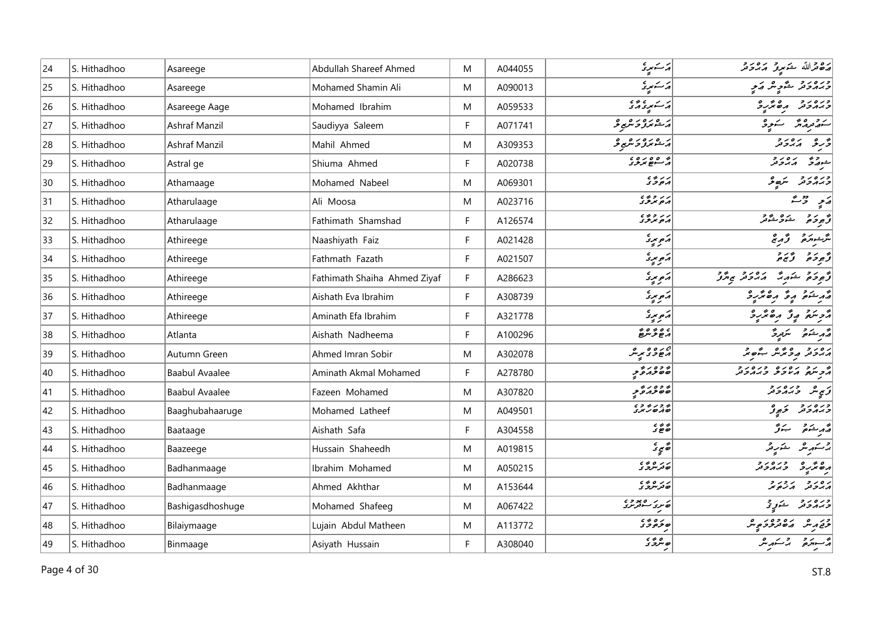| 24 | S. Hithadhoo | Asareege | Abdullah Shareef Ahmed | M | A044055 | އަސަރީގެ | އަބްދުﷲ ޝަރީފް އަޙްމަދު |
|---|---|---|---|---|---|---|---|
| 25 | S. Hithadhoo | Asareege | Mohamed Shamin Ali | M | A090013 | އަސަރީގެ | މުޙައްމަދު ޝާމިން ޢަލީ |
| 26 | S. Hithadhoo | Asareege Aage | Mohamed Ibrahim | M | A059533 | އަސަރީގެއާގެ | މުޙައްމަދު އިބްރާހީމް |
| 27 | S. Hithadhoo | Ashraf Manzil | Saudiyya Saleem | F | A071741 | އަޝްރަފްމަންޒިލް | ސަޢުދިއްޔާ ސަލީމް |
| 28 | S. Hithadhoo | Ashraf Manzil | Mahil Ahmed | M | A309353 | އަޝްރަފްމަންޒިލް | މާހިލް އަޙްމަދު |
| 29 | S. Hithadhoo | Astral ge | Shiuma Ahmed | F | A020738 | އެސްޓްރަލްގެ | ޝިޢުމާ އަޙްމަދު |
| 30 | S. Hithadhoo | Athamaage | Mohamed Nabeel | M | A069301 | އަތަމާގެ | މުޙައްމަދު ނަބީލް |
| 31 | S. Hithadhoo | Atharulaage | Ali Moosa | M | A023716 | އަތަރުލާގެ | ޢަލީ މޫސާ |
| 32 | S. Hithadhoo | Atharulaage | Fathimath Shamshad | F | A126574 | އަތަރުލާގެ | ފާތިމަތު ޝަމްޝާދު |
| 33 | S. Hithadhoo | Athireege | Naashiyath Faiz | F | A021428 | އަތިރީގެ | ނާޝިޔަތު ފާއިޒް |
| 34 | S. Hithadhoo | Athireege | Fathmath Fazath | F | A021507 | އަތިރީގެ | ފާތިމަތު ފާޒަތު |
| 35 | S. Hithadhoo | Athireege | Fathimath Shaiha Ahmed Ziyaf | F | A286623 | އަތިރީގެ | ފާތިމަތު ޝައިހާ އަޙްމަދު ޒިޔާފް |
| 36 | S. Hithadhoo | Athireege | Aishath Eva Ibrahim | F | A308739 | އަތިރީގެ | ޢާއިޝަތު އީވާ އިބްރާހީމް |
| 37 | S. Hithadhoo | Athireege | Aminath Efa Ibrahim | F | A321778 | އަތިރީގެ | އާމިނަތު އީފާ އިބްރާހީމް |
| 38 | S. Hithadhoo | Atlanta | Aishath Nadheema | F | A100296 | އެޓްލާންޓާ | ޢާއިޝަތު ނަދީމާ |
| 39 | S. Hithadhoo | Autumn Green | Ahmed Imran Sobir | M | A302078 | އޯޓަމްގްރީން | އަޙްމަދު އިމްރާން ޞާބިރު |
| 40 | S. Hithadhoo | Baabul Avaalee | Aminath Akmal Mohamed | F | A278780 | ބާބުލްއަވާލީ | އާމިނަތު އަކްމަލް މުޙައްމަދު |
| 41 | S. Hithadhoo | Baabul Avaalee | Fazeen Mohamed | M | A307820 | ބާބުލްއަވާލީ | ފަޒީން މުޙައްމަދު |
| 42 | S. Hithadhoo | Baaghubahaaruge | Mohamed Latheef | M | A049501 | ބާޣުބަހާރުގެ | މުޙައްމަދު ލަޠީފް |
| 43 | S. Hithadhoo | Baataage | Aishath Safa | F | A304558 | ބާޓާގެ | ޢާއިޝަތު ސަފާ |
| 44 | S. Hithadhoo | Baazeege | Hussain Shaheedh | M | A019815 | ބާޒީގެ | ހުސައިން ޝަހީދު |
| 45 | S. Hithadhoo | Badhanmaage | Ibrahim Mohamed | M | A050215 | ބަދަންމާގެ | އިބްރާހީމް މުޙައްމަދު |
| 46 | S. Hithadhoo | Badhanmaage | Ahmed Akhthar | M | A153644 | ބަދަންމާގެ | އަޙްމަދު އަޚްތަރު |
| 47 | S. Hithadhoo | Bashigasdhoshuge | Mohamed Shafeeg | M | A067422 | ބަށިގަސްދޮށުގެ | މުޙައްމަދު ޝަފީޤު |
| 48 | S. Hithadhoo | Bilaiymaage | Lujain Abdul Matheen | M | A113772 | ބިލައިމާގެ | ލުޖައިން އަބްދުލްމަތީން |
| 49 | S. Hithadhoo | Binmaage | Asiyath Hussain | F | A308040 | ބިންމާގެ | އާސިޔަތު ހުސައިން |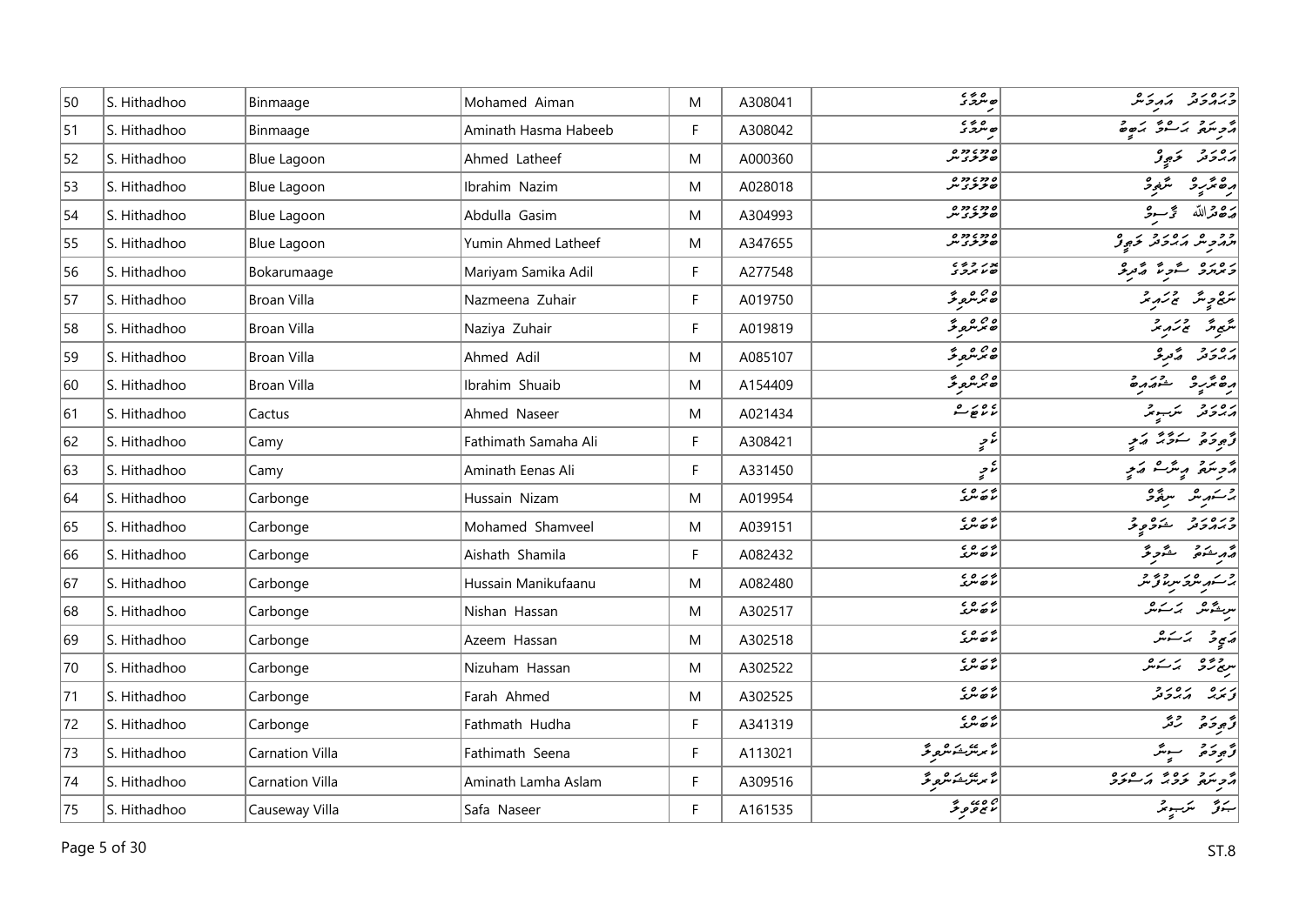| 50 | S. Hithadhoo | Binmaage | Mohamed Aiman | M | A308041 | ބިންމާގެ | މުހައްމަދު އައިމަން |
|---|---|---|---|---|---|---|---|
| 51 | S. Hithadhoo | Binmaage | Aminath Hasma Habeeb | F | A308042 | ބިންމާގެ | އާމިނަތު ހަސްމާ ހަބީބު |
| 52 | S. Hithadhoo | Blue Lagoon | Ahmed Latheef | M | A000360 | ބްލޫލެގޫން | އަޙްމަދު ލަޠީފު |
| 53 | S. Hithadhoo | Blue Lagoon | Ibrahim Nazim | M | A028018 | ބްލޫލެގޫން | އިބްރާހިމް ނާޒިމް |
| 54 | S. Hithadhoo | Blue Lagoon | Abdulla Gasim | M | A304993 | ބްލޫލެގޫން | އަބްދުاللە ޤާސިމް |
| 55 | S. Hithadhoo | Blue Lagoon | Yumin Ahmed Latheef | M | A347655 | ބްލޫލެގޫން |ޔޫމިން އަޙްމަދު ލަޠީފު |
| 56 | S. Hithadhoo | Bokarumaage | Mariyam Samika Adil | F | A277548 | ބޮކަރުމާގެ | މަރިޔަމް ސާމިކާ އާދިލް |
| 57 | S. Hithadhoo | Broan Villa | Nazmeena Zuhair | F | A019750 | ބްރޯންވިލާ | ނަޒްމީނާ ޒުހައިރު |
| 58 | S. Hithadhoo | Broan Villa | Naziya Zuhair | F | A019819 | ބްރޯންވިލާ | ނާޒިޔާ ޒުހައިރު |
| 59 | S. Hithadhoo | Broan Villa | Ahmed Adil | M | A085107 | ބްރޯންވިލާ | އަޙްމަދު އާދިލް |
| 60 | S. Hithadhoo | Broan Villa | Ibrahim Shuaib | M | A154409 | ބްރޯންވިލާ | އިބްރާހިމް شުޢައިބު |
| 61 | S. Hithadhoo | Cactus | Ahmed Naseer | M | A021434 | ކެކްޓަސް | އަޙްމަދު ނަސީރު |
| 62 | S. Hithadhoo | Camy | Fathimath Samaha Ali | F | A308421 | ކެމީ | ފާތިމަތު ސަމާހާ އަލި |
| 63 | S. Hithadhoo | Camy | Aminath Eenas Ali | F | A331450 | ކެމީ | އާމިނަތު އީނާސް އަލި |
| 64 | S. Hithadhoo | Carbonge | Hussain Nizam | M | A019954 | ކާބަންގެ | ހުސައިން ނިޒާމް |
| 65 | S. Hithadhoo | Carbonge | Mohamed Shamveel | M | A039151 | ކާބަންގެ | މުހައްމަދު ޝަމްވީލް |
| 66 | S. Hithadhoo | Carbonge | Aishath Shamila | F | A082432 | ކާބަންގެ | އާއިޝަތު ޝާމިލާ |
| 67 | S. Hithadhoo | Carbonge | Hussain Manikufaanu | M | A082480 | ކާބަންގެ | ހުސައިންމަނިކުފާނު |
| 68 | S. Hithadhoo | Carbonge | Nishan Hassan | M | A302517 | ކާބަންގެ | ނިޝާން ހަސަން |
| 69 | S. Hithadhoo | Carbonge | Azeem Hassan | M | A302518 | ކާބަންގެ | އަޒީމް ހަސަން |
| 70 | S. Hithadhoo | Carbonge | Nizuham Hassan | M | A302522 | ކާބަންގެ | ނިޒުހާމް ހަސަން |
| 71 | S. Hithadhoo | Carbonge | Farah Ahmed | M | A302525 | ކާބަންގެ | ފަރަހް އަޙްމަދު |
| 72 | S. Hithadhoo | Carbonge | Fathmath Hudha | F | A341319 | ކާބަންގެ | ފާތިމަތު ހުދާ |
| 73 | S. Hithadhoo | Carnation Villa | Fathimath Seena | F | A113021 | ކާނޭޝަންވިލާ | ފާތިމަތު ސީނާ |
| 74 | S. Hithadhoo | Carnation Villa | Aminath Lamha Aslam | F | A309516 | ކާނޭޝަންވިލާ | އާމިނަތު ލަމްޙާ އަސްލަމް |
| 75 | S. Hithadhoo | Causeway Villa | Safa Naseer | F | A161535 | ކޯޒްވޭވިލާ | ސަފާ ނަސީރު |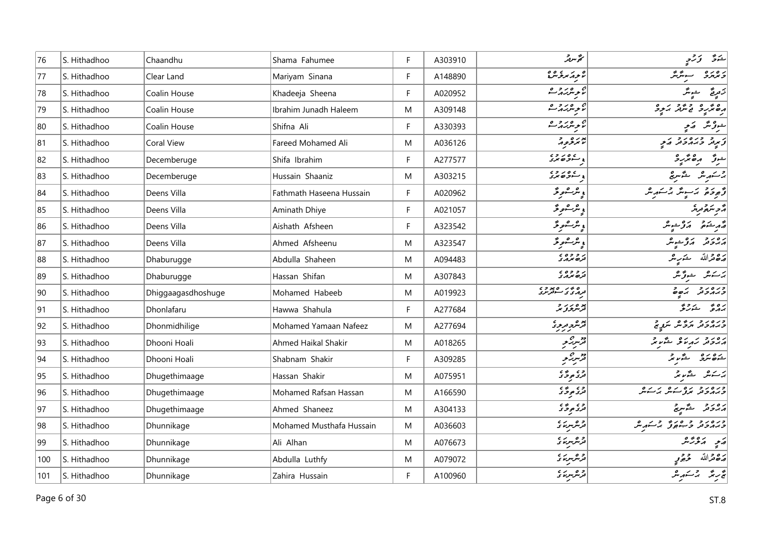| 76 | S. Hithadhoo | Chaandhu | Shama Fahumee | F | A303910 | ޗާނދު | ޝަމާ ފަހުމީ |
|---|---|---|---|---|---|---|---|
| 77 | S. Hithadhoo | Clear Land | Mariyam Sinana | F | A148890 | ކްލިއަރލޭންޑް | މަރިޔަމް ސިނާނާ |
| 78 | S. Hithadhoo | Coalin House | Khadeeja Sheena | F | A020952 | ކޯލިންހައުސް | ޚަދީޖާ ޝީނާ |
| 79 | S. Hithadhoo | Coalin House | Ibrahim Junadh Haleem | M | A309148 | ކޯލިންހައުސް | އިބްރާހިމް ޖުނާދު ހަލީމް |
| 80 | S. Hithadhoo | Coalin House | Shifna Ali | F | A330393 | ކޯލިންހައުސް | ޝިފްނާ އަލި |
| 81 | S. Hithadhoo | Coral View | Fareed Mohamed Ali | M | A036126 | ކޮރަލްވިއު | ފަރީދު މުހައްމަދު އަލި |
| 82 | S. Hithadhoo | Decemberuge | Shifa Ibrahim | F | A277577 | ޑިސެމްބަރުގެ | ޝިފާ އިބްރާހިމް |
| 83 | S. Hithadhoo | Decemberuge | Hussain Shaaniz | M | A303215 | ޑިސެމްބަރުގެ | ހުސައިން ޝާނިޒް |
| 84 | S. Hithadhoo | Deens Villa | Fathmath Haseena Hussain | F | A020962 | ޑީންސްވިލާ | ފާތިމަތު ހަސީނާ ހުސައިން |
| 85 | S. Hithadhoo | Deens Villa | Aminath Dhiye | F | A021057 | ޑީންސްވިލާ | އާމިނަތު ދިޔެ |
| 86 | S. Hithadhoo | Deens Villa | Aishath Afsheen | F | A323542 | ޑީންސްވިލާ | އައިޝަތު އަފްޝީން |
| 87 | S. Hithadhoo | Deens Villa | Ahmed Afsheenu | M | A323547 | ޑީންސްވިލާ | އަހްމަދު އަފްޝީނު |
| 88 | S. Hithadhoo | Dhaburugge | Abdulla Shaheen | M | A094483 | ދަބުރުއްގެ | އަބްދުﷲ ޝަހީން |
| 89 | S. Hithadhoo | Dhaburugge | Hassan Shifan | M | A307843 | ދަބުރުއްގެ | ހަސަން ޝިފާން |
| 90 | S. Hithadhoo | Dhiggaagasdhoshuge | Mohamed Habeeb | M | A019923 | ދިއްގާގަސްދޮށުގެ | މުހައްމަދު ހަބީބު |
| 91 | S. Hithadhoo | Dhonlafaru | Hawwa Shahula | F | A277684 | ދޮންލަފަރު | ހައްވާ ޝަހުލާ |
| 92 | S. Hithadhoo | Dhonmidhilige | Mohamed Yamaan Nafeez | M | A277694 | ދޮންމިދިލިގެ | މުހައްމަދު ޔަމާން ނަފީޒު |
| 93 | S. Hithadhoo | Dhooni Hoali | Ahmed Haikal Shakir | M | A018265 | ދޫނިހޯލި | އަހްމަދު ހައިކަލް ޝާކިރު |
| 94 | S. Hithadhoo | Dhooni Hoali | Shabnam Shakir | F | A309285 | ދޫނިހޯލި | ޝަބްނަމް ޝާކިރު |
| 95 | S. Hithadhoo | Dhugethimaage | Hassan Shakir | M | A075951 | ދުގެތިމާގެ | ހަސަން ޝާކިރު |
| 96 | S. Hithadhoo | Dhugethimaage | Mohamed Rafsan Hassan | M | A166590 | ދުގެތިމާގެ | މުހައްމަދު ރަފްސަން ހަސަން |
| 97 | S. Hithadhoo | Dhugethimaage | Ahmed Shaneez | M | A304133 | ދުގެތިމާގެ | އަހްމަދު ޝާނީޒު |
| 98 | S. Hithadhoo | Dhunnikage | Mohamed Musthafa Hussain | M | A036603 | ދުންނިކަގެ | މުހައްމަދު މުސްތަފާ ހުސައިން |
| 99 | S. Hithadhoo | Dhunnikage | Ali Alhan | M | A076673 | ދުންނިކަގެ | އަލި އަލްހާން |
| 100 | S. Hithadhoo | Dhunnikage | Abdulla Luthfy | M | A079072 | ދުންނިކަގެ | އަބްދުﷲ ލުތުފީ |
| 101 | S. Hithadhoo | Dhunnikage | Zahira Hussain | F | A100960 | ދުންނިކަގެ | ޒާހިރާ ހުސައިން |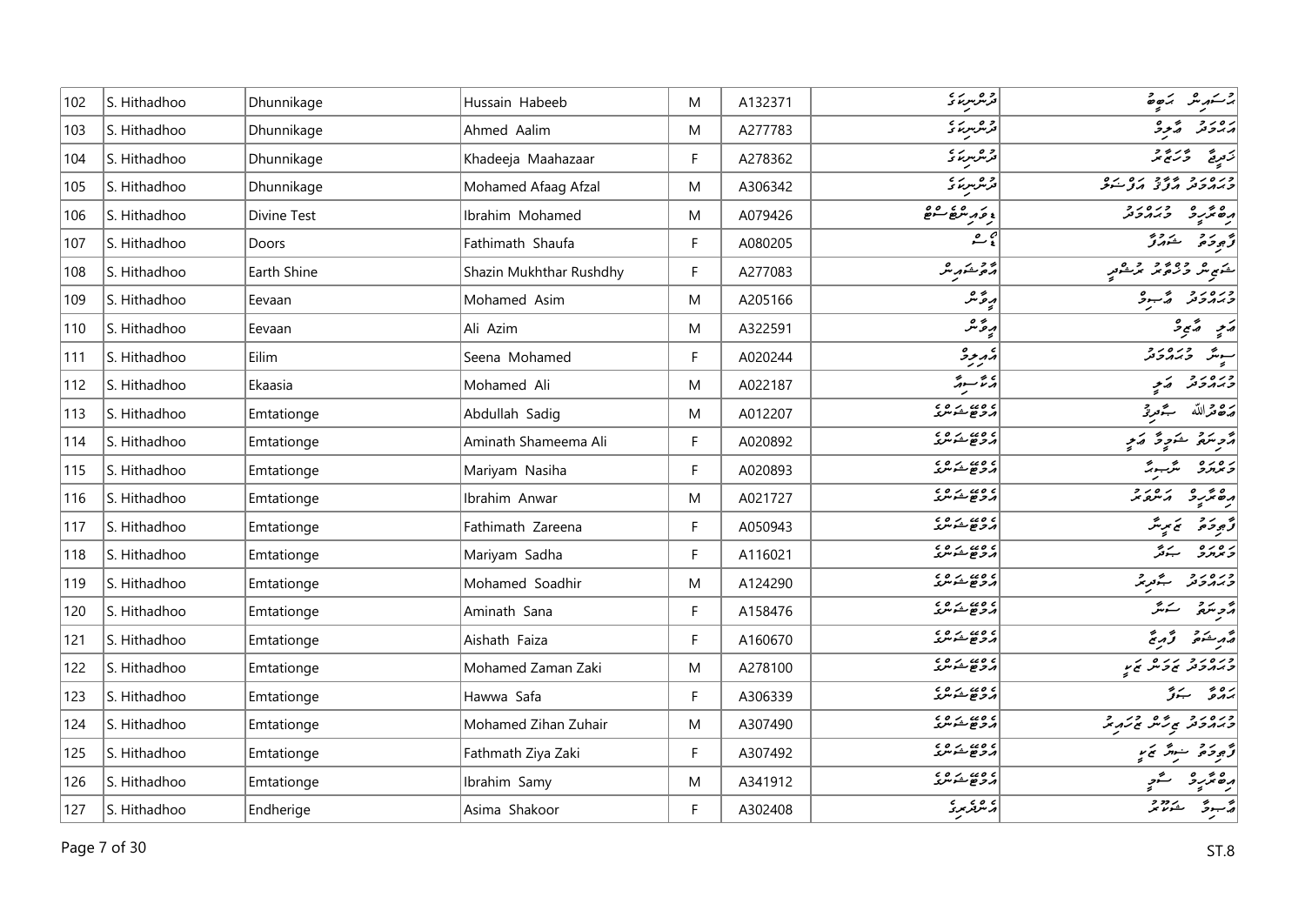| 102 | S. Hithadhoo | Dhunnikage | Hussain Habeeb | M | A132371 | ދުންނިކަގެ | ހުސައިން ހަބީބު |
|---|---|---|---|---|---|---|---|
| 103 | S. Hithadhoo | Dhunnikage | Ahmed Aalim | M | A277783 | ދުންނިކަގެ | އަހުމަދު އާލިމް |
| 104 | S. Hithadhoo | Dhunnikage | Khadeeja Maahazaar | F | A278362 | ދުންނިކަގެ | ޚަދީޖާ މާހަޒާރު |
| 105 | S. Hithadhoo | Dhunnikage | Mohamed Afaag Afzal | M | A306342 | ދުންނިކަގެ | މުހައްމަދު އަފާގު އަފްޒަލް |
| 106 | S. Hithadhoo | Divine Test | Ibrahim Mohamed | M | A079426 | ޑިވައިންޓެސްޓް | އިބްރާހީމް މުހައްމަދު |
| 107 | S. Hithadhoo | Doors | Fathimath Shaufa | F | A080205 | ޑޯސް | ފާތިމަތު ޝައުފާ |
| 108 | S. Hithadhoo | Earth Shine | Shazin Mukhthar Rushdhy | F | A277083 | އާތުޝައިން | ޝަޒިން މުޚްތާރު ރުޝްދީ |
| 109 | S. Hithadhoo | Eevaan | Mohamed Asim | M | A205166 | އީވާން | މުހައްމަދު އާސިމް |
| 110 | S. Hithadhoo | Eevaan | Ali Azim | M | A322591 | އީވާން | އަލި އާޒިމް |
| 111 | S. Hithadhoo | Eilim | Seena Mohamed | F | A020244 | އެއިލިމް | ސީނާ މުހައްމަދު |
| 112 | S. Hithadhoo | Ekaasia | Mohamed Ali | M | A022187 | އެކާސިއާ | މުހައްމަދު އަލި |
| 113 | S. Hithadhoo | Emtationge | Abdullah Sadig | M | A012207 | އެމްޓޭޝަންގެ | އަބްދުﷲ ސާދިގު |
| 114 | S. Hithadhoo | Emtationge | Aminath Shameema Ali | F | A020892 | އެމްޓޭޝަންގެ | އާމިނަތު ޝަމީމާ އަލި |
| 115 | S. Hithadhoo | Emtationge | Mariyam Nasiha | F | A020893 | އެމްޓޭޝަންގެ | މަރިޔަމް ނާސިހާ |
| 116 | S. Hithadhoo | Emtationge | Ibrahim Anwar | M | A021727 | އެމްޓޭޝަންގެ | އިބްރާހީމް އަންވަރު |
| 117 | S. Hithadhoo | Emtationge | Fathimath Zareena | F | A050943 | އެމްޓޭޝަންގެ | ފާތިމަތު ޒަރީނާ |
| 118 | S. Hithadhoo | Emtationge | Mariyam Sadha | F | A116021 | އެމްޓޭޝަންގެ | މަރިޔަމް ސަދާ |
| 119 | S. Hithadhoo | Emtationge | Mohamed Soadhir | M | A124290 | އެމްޓޭޝަންގެ | މުހައްމަދު ސޯދިރު |
| 120 | S. Hithadhoo | Emtationge | Aminath Sana | F | A158476 | އެމްޓޭޝަންގެ | އާމިނަތު ސަނާ |
| 121 | S. Hithadhoo | Emtationge | Aishath Faiza | F | A160670 | އެމްޓޭޝަންގެ | އާއިޝަތު ފާއިޒާ |
| 122 | S. Hithadhoo | Emtationge | Mohamed Zaman Zaki | M | A278100 | އެމްޓޭޝަންގެ | މުހައްމަދު ޒަމަން ޒަކީ |
| 123 | S. Hithadhoo | Emtationge | Hawwa Safa | F | A306339 | އެމްޓޭޝަންގެ | ހައްވާ ސަފާ |
| 124 | S. Hithadhoo | Emtationge | Mohamed Zihan Zuhair | M | A307490 | އެމްޓޭޝަންގެ | މުހައްމަދު ޒިހާން ޒުހައިރު |
| 125 | S. Hithadhoo | Emtationge | Fathmath Ziya Zaki | F | A307492 | އެމްޓޭޝަންގެ | ފާތިމަތު ޒިޔާ ޒަކީ |
| 126 | S. Hithadhoo | Emtationge | Ibrahim Samy | M | A341912 | އެމްޓޭޝަންގެ | އިބްރާހީމް ސާމީ |
| 127 | S. Hithadhoo | Endherige | Asima Shakoor | F | A302408 | އެންދެރިގެ | އާސިމާ ޝަކޫރު |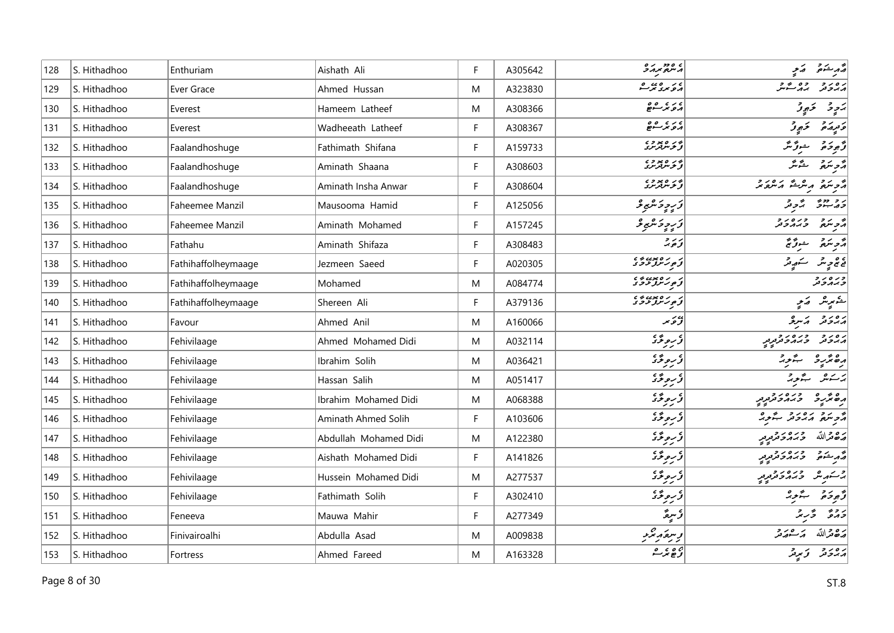| 128 | S. Hithadhoo | Enthuriam | Aishath Ali | F | A305642 | އެންތުރިއަމް | އާއިޝަތު އަލީ |
|---|---|---|---|---|---|---|---|
| 129 | S. Hithadhoo | Ever Grace | Ahmed Hussan | M | A323830 | އެވަރގްރޭސް | އަހުމަދު ހުސާން |
| 130 | S. Hithadhoo | Everest | Hameem Latheef | M | A308366 | އެވަރެސްޓް | ހަމީމް ލަތީފު |
| 131 | S. Hithadhoo | Everest | Wadheeath Latheef | F | A308367 | އެވަރެސްޓް | ވަދީއަތު ލަތީފު |
| 132 | S. Hithadhoo | Faalandhoshuge | Fathimath Shifana | F | A159733 | ފާލަންދޮށުގެ | ފާތިމަތު ޝިފާނާ |
| 133 | S. Hithadhoo | Faalandhoshuge | Aminath Shaana | F | A308603 | ފާލަންދޮށުގެ | އާމިނަތު ޝާނާ |
| 134 | S. Hithadhoo | Faalandhoshuge | Aminath Insha Anwar | F | A308604 | ފާލަންދޮށުގެ | އާމިނަތު އިންޝާ އަންވަރު |
| 135 | S. Hithadhoo | Faheemee Manzil | Mausooma Hamid | F | A125056 | ފަހީމީމަންޒިލް | މައުސޫމާ ހާމިދު |
| 136 | S. Hithadhoo | Faheemee Manzil | Aminath Mohamed | F | A157245 | ފަހީމީމަންޒިލް | އާމިނަތު މުހައްމަދު |
| 137 | S. Hithadhoo | Fathahu | Aminath Shifaza | F | A308483 | ފަތަހު | އާމިނަތު ޝިފާޒާ |
| 138 | S. Hithadhoo | Fathihaffolheymaage | Jezmeen Saeed | F | A020305 | ފަތިހަފޮޅޭމާގެ | ޖެޒްމީން ސައީދު |
| 139 | S. Hithadhoo | Fathihaffolheymaage | Mohamed | M | A084774 | ފަތިހަފޮޅޭމާގެ | މުހައްމަދު |
| 140 | S. Hithadhoo | Fathihaffolheymaage | Shereen Ali | F | A379136 | ފަތިހަފޮޅޭމާގެ | ޝެރީން އަލީ |
| 141 | S. Hithadhoo | Favour | Ahmed Anil | M | A160066 | ފޭވަރ | އަހުމަދު އަނިލް |
| 142 | S. Hithadhoo | Fehivilaage | Ahmed Mohamed Didi | M | A032114 | ފެހިވިލާގެ | އަހުމަދު މުހައްމަދުދީދީ |
| 143 | S. Hithadhoo | Fehivilaage | Ibrahim Solih | M | A036421 | ފެހިވިލާގެ | އިބްރާހީމް ސާލިހު |
| 144 | S. Hithadhoo | Fehivilaage | Hassan Salih | M | A051417 | ފެހިވިލާގެ | ހަސަން ސާލިހު |
| 145 | S. Hithadhoo | Fehivilaage | Ibrahim Mohamed Didi | M | A068388 | ފެހިވިލާގެ | އިބްރާހީމް މުހައްމަދުދީދީ |
| 146 | S. Hithadhoo | Fehivilaage | Aminath Ahmed Solih | F | A103606 | ފެހިވިލާގެ | އާމިނަތު އަހުމަދު ސާލިހު |
| 147 | S. Hithadhoo | Fehivilaage | Abdullah Mohamed Didi | M | A122380 | ފެހިވިލާގެ | އަބްދުﷲ މުހައްމަދުދީދީ |
| 148 | S. Hithadhoo | Fehivilaage | Aishath Mohamed Didi | F | A141826 | ފެހިވިލާގެ | އާއިޝަތު މުހައްމަދުދީދީ |
| 149 | S. Hithadhoo | Fehivilaage | Hussein Mohamed Didi | M | A277537 | ފެހިވިލާގެ | ހުސައިން މުހައްމަދުދީދީ |
| 150 | S. Hithadhoo | Fehivilaage | Fathimath Solih | F | A302410 | ފެހިވިލާގެ | ފާތިމަތު ސާލިހު |
| 151 | S. Hithadhoo | Feneeva | Mauwa Mahir | F | A277349 | ފެނީވާ | މައުވާ މާހިރު |
| 152 | S. Hithadhoo | Finivairoalhi | Abdulla Asad | M | A009838 | ފިނިވައިރޯޅި | އަބްދުﷲ އަސްޢަދު |
| 153 | S. Hithadhoo | Fortress | Ahmed Fareed | M | A163328 | ފޯޓްރެސް | އަހުމަދު ފަރީދު |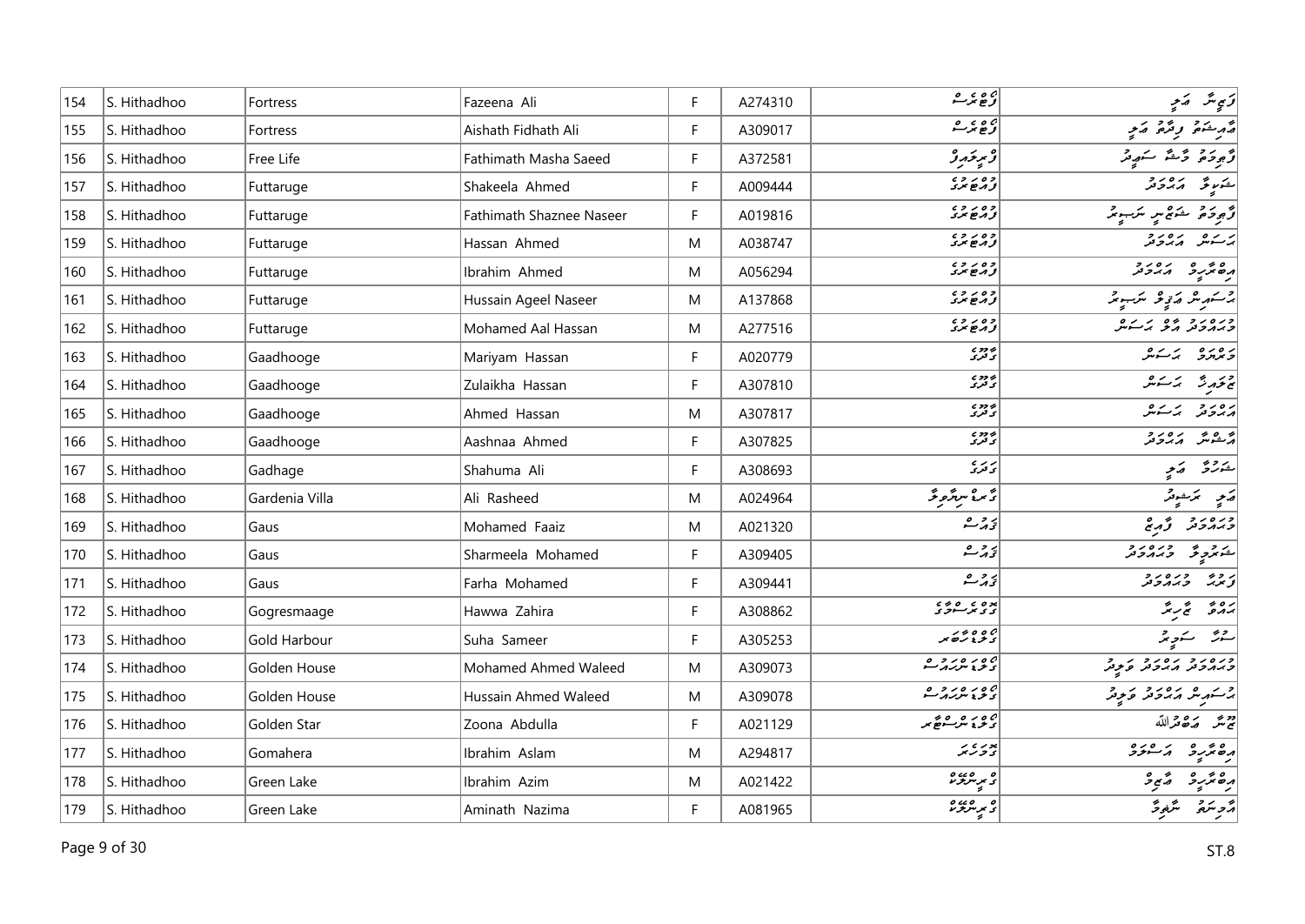| 154 | S. Hithadhoo | Fortress | Fazeena Ali | F | A274310 | ޯފޮޓްރެސް | ފަޒީނާ ޢަލީ |
|---|---|---|---|---|---|---|---|
| 155 | S. Hithadhoo | Fortress | Aishath Fidhath Ali | F | A309017 | ފޯޓްރެސް | ޢައިޝަތު ފިދަތު ޢަލީ |
| 156 | S. Hithadhoo | Free Life | Fathimath Masha Saeed | F | A372581 | ފްރީލައިފް | ފާތިމަތު މާޝާ ސަޢީދު |
| 157 | S. Hithadhoo | Futtaruge | Shakeela Ahmed | F | A009444 | ފުއްޓަރުގެ | ޝަކީލާ އަޙްމަދު |
| 158 | S. Hithadhoo | Futtaruge | Fathimath Shaznee Naseer | F | A019816 | ފުއްޓަރުގެ | ފާތިމަތު ޝަޒްނީ ނަސީރު |
| 159 | S. Hithadhoo | Futtaruge | Hassan Ahmed | M | A038747 | ފުއްޓަރުގެ | ޙަސަން އަޙްމަދު |
| 160 | S. Hithadhoo | Futtaruge | Ibrahim Ahmed | M | A056294 | ފުއްޓަރުގެ | އިބްރާހީމް އަޙްމަދު |
| 161 | S. Hithadhoo | Futtaruge | Hussain Ageel Naseer | M | A137868 | ފުއްޓަރުގެ | ޙުސައިން އަޤީލް ނަސީރު |
| 162 | S. Hithadhoo | Futtaruge | Mohamed Aal Hassan | M | A277516 | ފުއްޓަރުގެ | މުޙައްމަދު އާލް ޙަސަން |
| 163 | S. Hithadhoo | Gaadhooge | Mariyam Hassan | F | A020779 | ގާދޫގެ | މަރިޔަމް ޙަސަން |
| 164 | S. Hithadhoo | Gaadhooge | Zulaikha Hassan | F | A307810 | ގާދޫގެ | ޒުލައިޚާ ޙަސަން |
| 165 | S. Hithadhoo | Gaadhooge | Ahmed Hassan | M | A307817 | ގާދޫގެ | އަޙްމަދު ޙަސަން |
| 166 | S. Hithadhoo | Gaadhooge | Aashnaa Ahmed | F | A307825 | ގާދޫގެ | އާޝްނާ އަޙްމަދު |
| 167 | S. Hithadhoo | Gadhage | Shahuma Ali | F | A308693 | ގަދަގެ | ޝަހުމާ ޢަލީ |
| 168 | S. Hithadhoo | Gardenia Villa | Ali Rasheed | M | A024964 | ގާޑީނިއާވިލާ | ޢަލީ ރަޝީދު |
| 169 | S. Hithadhoo | Gaus | Mohamed Faaiz | M | A021320 | ގައުސް | މުޙައްމަދު ފާއިޒު |
| 170 | S. Hithadhoo | Gaus | Sharmeela Mohamed | F | A309405 | ގައުސް | ޝަރްމީލާ މުޙައްމަދު |
| 171 | S. Hithadhoo | Gaus | Farha Mohamed | F | A309441 | ގައުސް | ފަރްހާ މުޙައްމަދު |
| 172 | S. Hithadhoo | Gogresmaage | Hawwa Zahira | F | A308862 | ގޮގްރެސްމާގެ | ޙައްވާ ޒާހިރާ |
| 173 | S. Hithadhoo | Gold Harbour | Suha Sameer | F | A305253 | ގޯލްޑްހާބަރ | ސުހާ ސަމީރު |
| 174 | S. Hithadhoo | Golden House | Mohamed Ahmed Waleed | M | A309073 | ގޯލްޑަންހައުސް | މުޙައްމަދު އަޙްމަދު ވަލީދު |
| 175 | S. Hithadhoo | Golden House | Hussain Ahmed Waleed | M | A309078 | ގޯލްޑަންހައުސް | ޙުސައިން އަޙްމަދު ވަލީދު |
| 176 | S. Hithadhoo | Golden Star | Zoona Abdulla | F | A021129 | ގޯލްޑަންސްޓާރ | ޒޫނާ ޢަބްދުﷲ |
| 177 | S. Hithadhoo | Gomahera | Ibrahim Aslam | M | A294817 | ގޮމަހެރަ | އިބްރާހީމް އަސްލަމް |
| 178 | S. Hithadhoo | Green Lake | Ibrahim Azim | M | A021422 | ގްރީންލޭކް | އިބްރާހީމް އާޒިމް |
| 179 | S. Hithadhoo | Green Lake | Aminath Nazima | F | A081965 | ގްރީންލޭކް | އާމިނަތު ނާޒިމާ |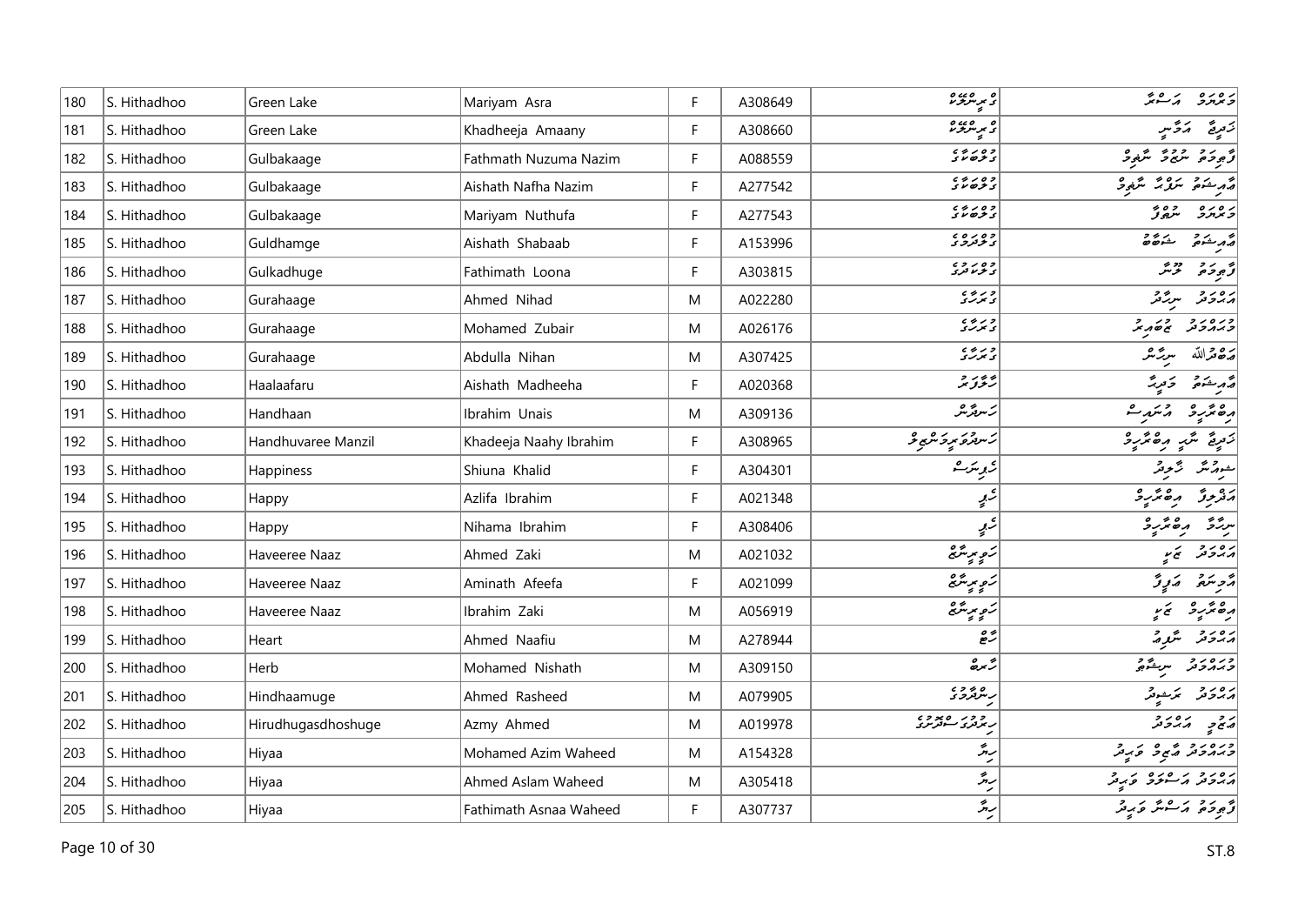| 180 | S. Hithadhoo | Green Lake | Mariyam Asra | F | A308649 | ޖ ީރން ލޭކް | މަރިޔަމް އަސްރާ |
|---|---|---|---|---|---|---|---|
| 181 | S. Hithadhoo | Green Lake | Khadheeja Amaany | F | A308660 | ގްރީން ލޭކް | ޚަދީޖާ އަމާނީ |
| 182 | S. Hithadhoo | Gulbakaage | Fathmath Nuzuma Nazim | F | A088559 | ގުލްބަކާގެ | ފާތިމަތު ނުޒުމާ ނާޒިމް |
| 183 | S. Hithadhoo | Gulbakaage | Aishath Nafha Nazim | F | A277542 | ގުލްބަކާގެ | އައިޝަތު ނަފްހާ ނާޒިމް |
| 184 | S. Hithadhoo | Gulbakaage | Mariyam Nuthufa | F | A277543 | ގުލްބަކާގެ | މަރިޔަމް ނުތުފާ |
| 185 | S. Hithadhoo | Guldhamge | Aishath Shabaab | F | A153996 | ގުލްދަމްގެ | އައިޝަތު ޝަބާބް |
| 186 | S. Hithadhoo | Gulkadhuge | Fathimath Loona | F | A303815 | ގުލްކަދުގެ | ފާތިމަތު ލޫނާ |
| 187 | S. Hithadhoo | Gurahaage | Ahmed Nihad | M | A022280 | ގުރަހާގެ | އަޙްމަދު ނިހާދު |
| 188 | S. Hithadhoo | Gurahaage | Mohamed Zubair | M | A026176 | ގުރަހާގެ | މުޙައްމަދު ޒުބައިރު |
| 189 | S. Hithadhoo | Gurahaage | Abdulla Nihan | M | A307425 | ގުރަހާގެ | އަބްދުﷲ ނިހާން |
| 190 | S. Hithadhoo | Haalaafaru | Aishath Madheeha | F | A020368 | ހާލާފަރު | އައިޝަތު މަދީހާ |
| 191 | S. Hithadhoo | Handhaan | Ibrahim Unais | M | A309136 | ހަނދާން | އިބްރާހީމް އުނައިސް |
| 192 | S. Hithadhoo | Handhuvaree Manzil | Khadeeja Naahy Ibrahim | F | A308965 | ހަނދުވަރީމަންޒިލް | ޚަދީޖާ ނާހީ އިބްރާހީމް |
| 193 | S. Hithadhoo | Happiness | Shiuna Khalid | F | A304301 | ހެޕިނަސް | ޝިއުނާ ޚާލިދު |
| 194 | S. Hithadhoo | Happy | Azlifa Ibrahim | F | A021348 | ހެޕީ | އަޒްލިފާ އިބްރާހީމް |
| 195 | S. Hithadhoo | Happy | Nihama Ibrahim | F | A308406 | ހެޕީ | ނިހާމާ އިބްރާހީމް |
| 196 | S. Hithadhoo | Haveeree Naaz | Ahmed Zaki | M | A021032 | ހަވީރީނާޒް | އަޙްމަދު ޒަކީ |
| 197 | S. Hithadhoo | Haveeree Naaz | Aminath Afeefa | F | A021099 | ހަވީރީނާޒް | އާމިނަތު އަފީފާ |
| 198 | S. Hithadhoo | Haveeree Naaz | Ibrahim Zaki | M | A056919 | ހަވީރީނާޒް | އިބްރާހީމް ޒަކީ |
| 199 | S. Hithadhoo | Heart | Ahmed Naafiu | M | A278944 | ހާޓް | އަޙްމަދު ނާފިއު |
| 200 | S. Hithadhoo | Herb | Mohamed Nishath | M | A309150 | ހާބް | މުޙައްމަދު ނިޝާތު |
| 201 | S. Hithadhoo | Hindhaamuge | Ahmed Rasheed | M | A079905 | ހިނދާމުގެ | އަޙްމަދު ރަޝީދު |
| 202 | S. Hithadhoo | Hirudhugasdhoshuge | Azmy Ahmed | M | A019978 | ހިރުދުގަސްދޮށުގެ | އަޒްމީ އަޙްމަދު |
| 203 | S. Hithadhoo | Hiyaa | Mohamed Azim Waheed | M | A154328 | ހިޔާ | މުޙައްމަދު އާޒިމް ވަޙީދު |
| 204 | S. Hithadhoo | Hiyaa | Ahmed Aslam Waheed | M | A305418 | ހިޔާ | އަޙްމަދު އަސްލަމް ވަޙީދު |
| 205 | S. Hithadhoo | Hiyaa | Fathimath Asnaa Waheed | F | A307737 | ހިޔާ | ފާތިމަތު އަސްނާ ވަޙީދު |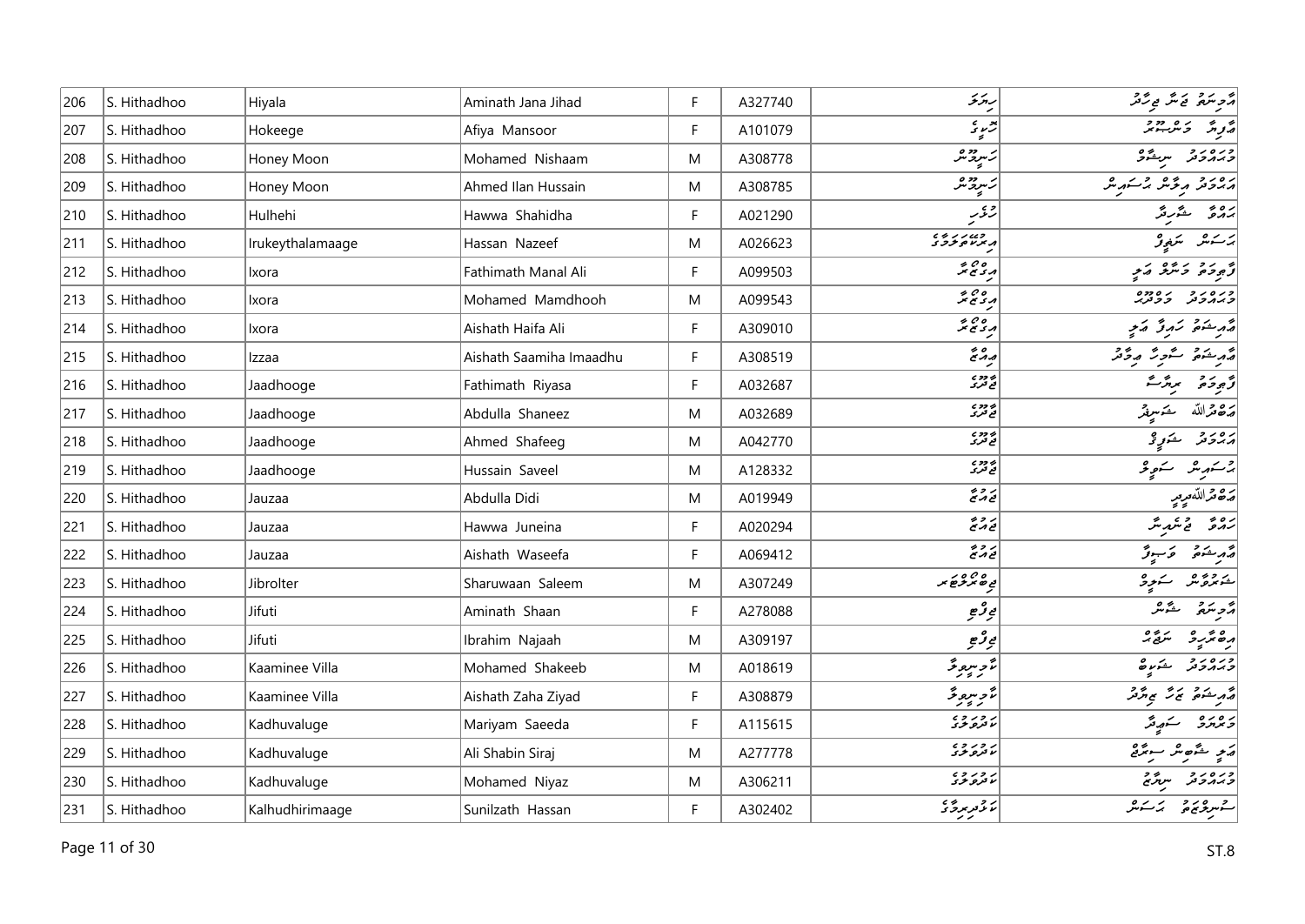| 206 | S. Hithadhoo | Hiyala | Aminath Jana Jihad | F | A327740 | ހިޔަލަ | އާމިނަތު ޖަނާ ޖިހާދު |
|---|---|---|---|---|---|---|---|
| 207 | S. Hithadhoo | Hokeege | Afiya Mansoor | F | A101079 | ހޯކީގެ | އާފިޔާ މަންސޫރު |
| 208 | S. Hithadhoo | Honey Moon | Mohamed Nishaam | M | A308778 | ހަނީމޫން | މުހައްމަދު ނިޝާމް |
| 209 | S. Hithadhoo | Honey Moon | Ahmed Ilan Hussain | M | A308785 | ހަނީމޫން | އަހުމަދު އިލާން ހުސައިން |
| 210 | S. Hithadhoo | Hulhehi | Hawwa Shahidha | F | A021290 | ހުޅެހި | ހައްވާ ޝާހިދާ |
| 211 | S. Hithadhoo | Irukeythalamaage | Hassan Nazeef | M | A026623 | އިރުކޭތަލަމާގެ | ހަސަން ނަޒީފް |
| 212 | S. Hithadhoo | Ixora | Fathimath Manal Ali | F | A099503 | އިކްސޯރާ | ފާތިމަތު މަނާލް އަލި |
| 213 | S. Hithadhoo | Ixora | Mohamed Mamdhooh | M | A099543 | އިކްސޯރާ | މުހައްމަދު މަމްދޫހް |
| 214 | S. Hithadhoo | Ixora | Aishath Haifa Ali | F | A309010 | އިކްސޯރާ | އާއިޝަތު ހައިފާ އަލި |
| 215 | S. Hithadhoo | Izzaa | Aishath Saamiha Imaadhu | F | A308519 | އިއްޒާ | އާއިޝަތު ސާމިހާ އިމާދު |
| 216 | S. Hithadhoo | Jaadhooge | Fathimath Riyasa | F | A032687 | ޖާދޫގެ | ފާތިމަތު ރިޔާސާ |
| 217 | S. Hithadhoo | Jaadhooge | Abdulla Shaneez | M | A032689 | ޖާދޫގެ | އަބްދުﷲ ޝަނީޒު |
| 218 | S. Hithadhoo | Jaadhooge | Ahmed Shafeeg | M | A042770 | ޖާދޫގެ | އަހުމަދު ޝަފީގު |
| 219 | S. Hithadhoo | Jaadhooge | Hussain Saveel | M | A128332 | ޖާދޫގެ | ހުސައިން ސަވީލް |
| 220 | S. Hithadhoo | Jauzaa | Abdulla Didi | M | A019949 | ޖައުޒާ | އަބްދުﷲދީދީ |
| 221 | S. Hithadhoo | Jauzaa | Hawwa Juneina | F | A020294 | ޖައުޒާ | ހައްވާ ޖުނައިނާ |
| 222 | S. Hithadhoo | Jauzaa | Aishath Waseefa | F | A069412 | ޖައުޒާ | އާއިޝަތު ވަސީފާ |
| 223 | S. Hithadhoo | Jibrolter | Sharuwaan Saleem | M | A307249 | ޖިބްރޯލްޓަރ | ޝަރުވާން ސަލީމް |
| 224 | S. Hithadhoo | Jifuti | Aminath Shaan | F | A278088 | ޖިފުޓި | އާމިނަތު ޝާން |
| 225 | S. Hithadhoo | Jifuti | Ibrahim Najaah | M | A309197 | ޖިފުޓި | އިބްރާހިމް ނަޖާހް |
| 226 | S. Hithadhoo | Kaaminee Villa | Mohamed Shakeeb | M | A018619 | ކާމިނީވިލާ | މުހައްމަދު ޝަކީބް |
| 227 | S. Hithadhoo | Kaaminee Villa | Aishath Zaha Ziyad | F | A308879 | ކާމިނީވިލާ | އާއިޝަތު ޒަހާ ޒިޔާދު |
| 228 | S. Hithadhoo | Kadhuvaluge | Mariyam Saeeda | F | A115615 | ކަދުވަލުގެ | މަރިޔަމް ސައީދާ |
| 229 | S. Hithadhoo | Kadhuvaluge | Ali Shabin Siraj | M | A277778 | ކަދުވަލުގެ | އަލި ޝާބިން ސިރާޖް |
| 230 | S. Hithadhoo | Kadhuvaluge | Mohamed Niyaz | M | A306211 | ކަދުވަލުގެ | މުހައްމަދު ނިޔާޒް |
| 231 | S. Hithadhoo | Kalhudhirimaage | Sunilzath Hassan | F | A302402 | ކަޅުދިރިމާގެ | ސުނިލްޒަތު ހަސަން |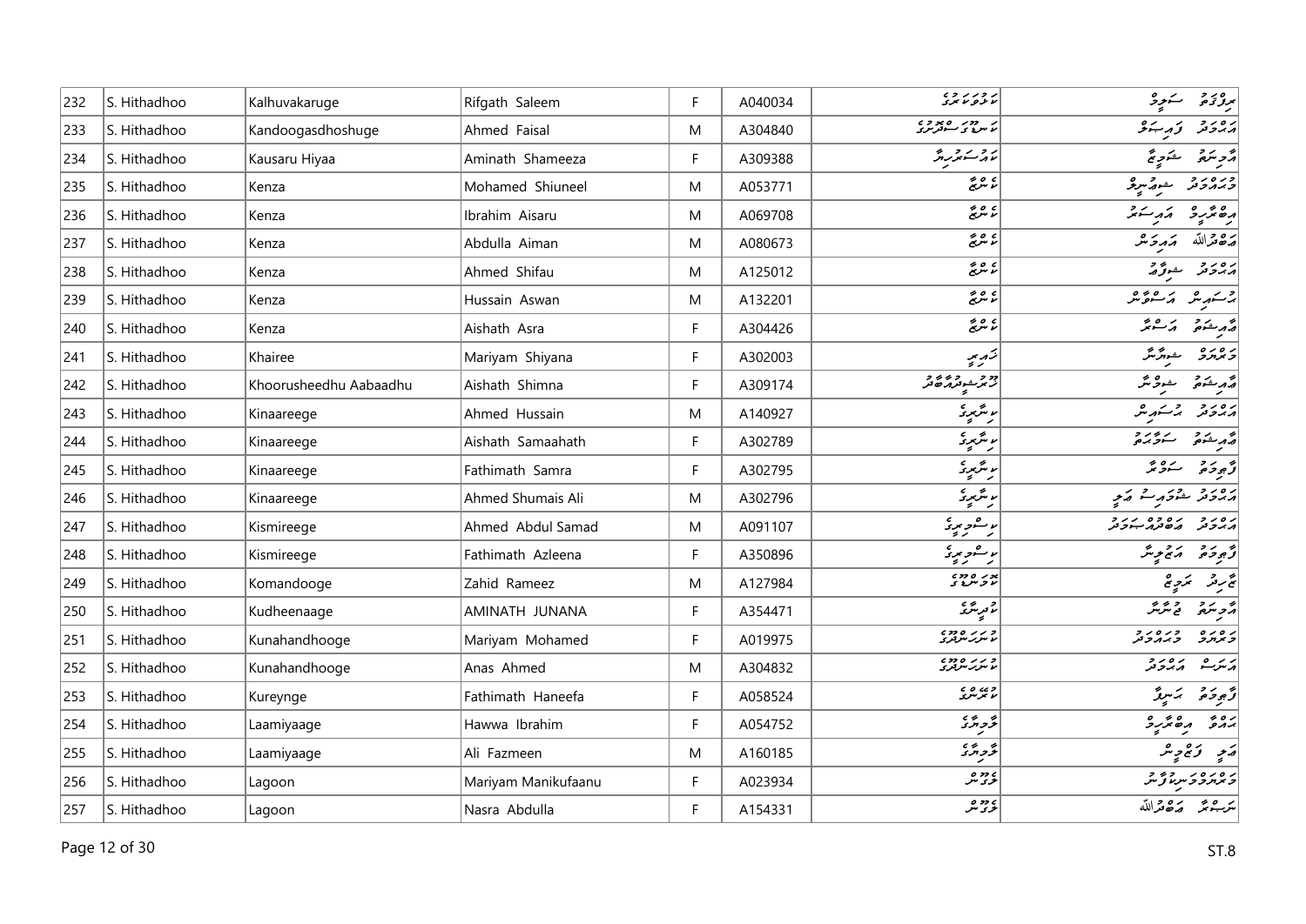| 232 | S. Hithadhoo | Kalhuvakaruge | Rifgath Saleem | F | A040034 | ކަޅުވަކަރުގެ | ރިފްގަތު ސަލީމް |
|---|---|---|---|---|---|---|---|
| 233 | S. Hithadhoo | Kandoogasdhoshuge | Ahmed Faisal | M | A304840 | ކަނޑޫގަސްދޮށުގެ | އަޙްމަދު ފައިސަލް |
| 234 | S. Hithadhoo | Kausaru Hiyaa | Aminath Shameeza | F | A309388 | ކައުސަރުހިޔާ | އާމިނަތު ޝަމީޒާ |
| 235 | S. Hithadhoo | Kenza | Mohamed Shiuneel | M | A053771 | ކެންޒާ | މުޙައްމަދު ޝިއުނީލް |
| 236 | S. Hithadhoo | Kenza | Ibrahim Aisaru | M | A069708 | ކެންޒާ | އިބްރާހީމް އައިސަރު |
| 237 | S. Hithadhoo | Kenza | Abdulla Aiman | M | A080673 | ކެންޒާ | އަބްދުﷲ އައިމަން |
| 238 | S. Hithadhoo | Kenza | Ahmed Shifau | M | A125012 | ކެންޒާ | އަޙްމަދު ޝިފާއު |
| 239 | S. Hithadhoo | Kenza | Hussain Aswan | M | A132201 | ކެންޒާ | ޙުސައިން އަސްވާން |
| 240 | S. Hithadhoo | Kenza | Aishath Asra | F | A304426 | ކެންޒާ | އާއިޝަތު އަސްރާ |
| 241 | S. Hithadhoo | Khairee | Mariyam Shiyana | F | A302003 | ހައިރީ | މަރިޔަމް ޝިޔާނާ |
| 242 | S. Hithadhoo | Khoorusheedhu Aabaadhu | Aishath Shimna | F | A309174 | ޚޫރުޝީދުއާބާދު | އާއިޝަތު ޝިމްނާ |
| 243 | S. Hithadhoo | Kinaareege | Ahmed Hussain | M | A140927 | ކިނާރީގެ | އަޙްމަދު ޙުސައިން |
| 244 | S. Hithadhoo | Kinaareege | Aishath Samaahath | F | A302789 | ކިނާރީގެ | އާއިޝަތު ސަމާހަތު |
| 245 | S. Hithadhoo | Kinaareege | Fathimath Samra | F | A302795 | ކިނާރީގެ | ފާތިމަތު ސަމްރާ |
| 246 | S. Hithadhoo | Kinaareege | Ahmed Shumais Ali | M | A302796 | ކިނާރީގެ | އަޙްމަދު ޝުމައިސް އަލީ |
| 247 | S. Hithadhoo | Kismireege | Ahmed Abdul Samad | M | A091107 | ކިސްމިރީގެ | އަޙްމަދު އަބްދުލްސަމަދު |
| 248 | S. Hithadhoo | Kismireege | Fathimath Azleena | F | A350896 | ކިސްމިރީގެ | ފާތިމަތު އަޒްލީނާ |
| 249 | S. Hithadhoo | Komandooge | Zahid Rameez | M | A127984 | ކޮމަންޑޫގެ | ޒާހިދު ރަމީޒް |
| 250 | S. Hithadhoo | Kudheenaage | AMINATH JUNANA | F | A354471 | ކުދީނާގެ | އާމިނަތު ޖުނާނާ |
| 251 | S. Hithadhoo | Kunahandhooge | Mariyam Mohamed | F | A019975 | ކުނަހަންދޫގެ | މަރިޔަމް މުޙައްމަދު |
| 252 | S. Hithadhoo | Kunahandhooge | Anas Ahmed | M | A304832 | ކުނަހަންދޫގެ | އަނަސް އަޙްމަދު |
| 253 | S. Hithadhoo | Kureynge | Fathimath Haneefa | F | A058524 | ކުރޭންގެ | ފާތިމަތު ހަނީފާ |
| 254 | S. Hithadhoo | Laamiyaage | Hawwa Ibrahim | F | A054752 | ލާމިޔާގެ | ހައްވާ އިބްރާހީމް |
| 255 | S. Hithadhoo | Laamiyaage | Ali Fazmeen | M | A160185 | ލާމިޔާގެ | އަލީ ފަޒްމީން |
| 256 | S. Hithadhoo | Lagoon | Mariyam Manikufaanu | F | A023934 | ލަގޫން | މަރިޔަމްމަނިކުފާނު |
| 257 | S. Hithadhoo | Lagoon | Nasra Abdulla | F | A154331 | ލަގޫން | ނަސްރާ އަބްދުﷲ |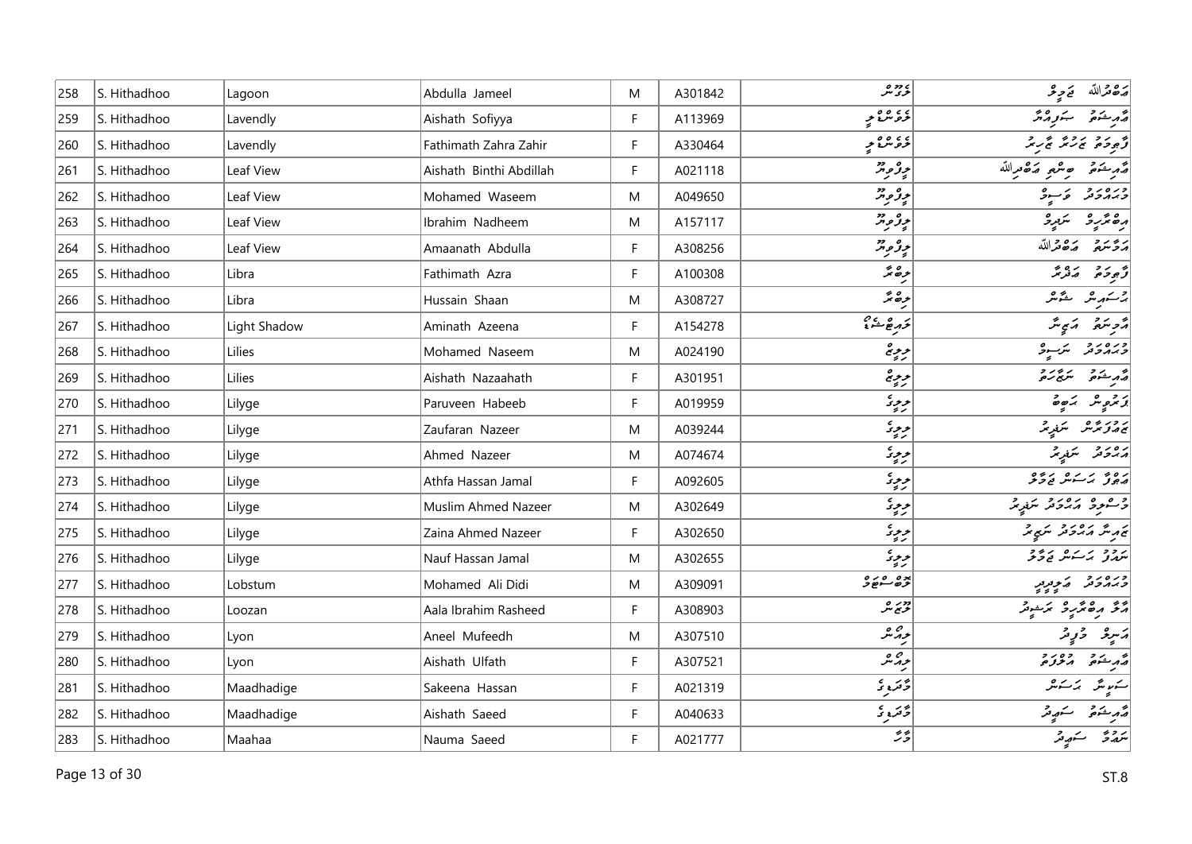| 258 | S. Hithadhoo | Lagoon | Abdulla Jameel | M | A301842 | ءُ ووء | مَەھْتَراللە ق دِ وْ |
|---|---|---|---|---|---|---|---|
| 259 | S. Hithadhoo | Lavendly | Aishath Sofiyya | F | A113969 | ءُ عُ شْ ءِ دِ | مَە شَە وُ سِدْ وِ دِ مُ |
| 260 | S. Hithadhoo | Lavendly | Fathimath Zahra Zahir | F | A330464 | ءُ عُ شْ ءِ دِ | وُ جِ دَ حْ يَ رُ تْرُ يَ رِ بُر |
| 261 | S. Hithadhoo | Leaf View | Aishath Binthi Abdillah | F | A021118 | دِ وْ دِ وُ | مَە شَە وُ ھِ سْ ھِ مَەھْتِراللە |
| 262 | S. Hithadhoo | Leaf View | Mohamed Waseem | M | A049650 | دِ وْ دِ وُ | دُ رَ مْ دَ تْرُ ءَ سِ وُ |
| 263 | S. Hithadhoo | Leaf View | Ibrahim Nadheem | M | A157117 | دِ وْ دِ وُ | مِ ھِ تَرُ دِ وُ سَ رِ وُ |
| 264 | S. Hithadhoo | Leaf View | Amaanath Abdulla | F | A308256 | دِ وْ دِ وُ | مَ وُ سَ ءُ مَەھْتَراللە |
| 265 | S. Hithadhoo | Libra | Fathimath Azra | F | A100308 | دِ ھِ تَرُ | وُ جِ دَ حْ مَ ءْ تَرُ |
| 266 | S. Hithadhoo | Libra | Hussain Shaan | M | A308727 | دِ ھِ تَرُ | بُر سَ مِ سْ شَ وُ سْ |
| 267 | S. Hithadhoo | Light Shadow | Aminath Azeena | F | A154278 | ءَ مِ ھِ شَ ءُ | مَ دِ سَ ءُ مَ يِ سُ |
| 268 | S. Hithadhoo | Lilies | Mohamed Naseem | M | A024190 | دِ دِ ءُ | دُ رَ مْ دَ تْرُ سَ رِ سِ وُ |
| 269 | S. Hithadhoo | Lilies | Aishath Nazaahath | F | A301951 | دِ دِ ءُ | مَە شَە وُ سَ ءُ رَ ءُ |
| 270 | S. Hithadhoo | Lilyge | Paruveen Habeeb | F | A019959 | دِ دِ ءِ | ءُ تَرُ دِ سْ رَ ھِ ھُ |
| 271 | S. Hithadhoo | Lilyge | Zaufaran Nazeer | M | A039244 | دِ دِ ءِ | يَ مُ وُ تَرُ سْ سَ يِ تَرُ |
| 272 | S. Hithadhoo | Lilyge | Ahmed Nazeer | M | A074674 | دِ دِ ءِ | مَ ءْ دَ تْرُ سَ يِ تَرُ |
| 273 | S. Hithadhoo | Lilyge | Athfa Hassan Jamal | F | A092605 | دِ دِ ءِ | مَ ھُ وُ بَ سَ سْ ءَ وُ ءُ |
| 274 | S. Hithadhoo | Lilyge | Muslim Ahmed Nazeer | M | A302649 | دِ دِ ءِ | دُ سْ دِ وُ مَ ءْ دَ تْرُ سَ يِ تَرُ |
| 275 | S. Hithadhoo | Lilyge | Zaina Ahmed Nazeer | F | A302650 | دِ دِ ءِ | يَ مِ سُ مَ ءْ دَ تْرُ سَ يِ تَرُ |
| 276 | S. Hithadhoo | Lilyge | Nauf Hassan Jamal | M | A302655 | دِ دِ ءِ | سَ مُ وُ بَ سَ سْ ءَ وُ ءُ |
| 277 | S. Hithadhoo | Lobstum | Mohamed Ali Didi | M | A309091 | ءُ ھْ سْ ءُ وْ | دُ رَ مْ دَ تْرُ مَ دِ دِ دِ |
| 278 | S. Hithadhoo | Loozan | Aala Ibrahim Rasheed | F | A308903 | دُ يَ سْ | مُ ءُ مِ ھِ تَرُ دِ وُ تَرَ شِ دِ تْرُ |
| 279 | S. Hithadhoo | Lyon | Aneel Mufeedh | M | A307510 | دِ مُ سْ | مَ سِ وُ ءُ دِ تْرُ |
| 280 | S. Hithadhoo | Lyon | Aishath Ulfath | F | A307521 | دِ مُ سْ | مَە شَە وُ مُ ءُ وُ ءُ |
| 281 | S. Hithadhoo | Maadhadige | Sakeena Hassan | F | A021319 | وُ تَرِ ءِ | سَ ءِ سُ بَ سَ سْ |
| 282 | S. Hithadhoo | Maadhadige | Aishath Saeed | F | A040633 | وُ تَرِ ءِ | مَە شَە وُ سَ مِ تْرُ |
| 283 | S. Hithadhoo | Maahaa | Nauma Saeed | F | A021777 | وُ رُ | سَ مُ وُ سَ مِ تْرُ |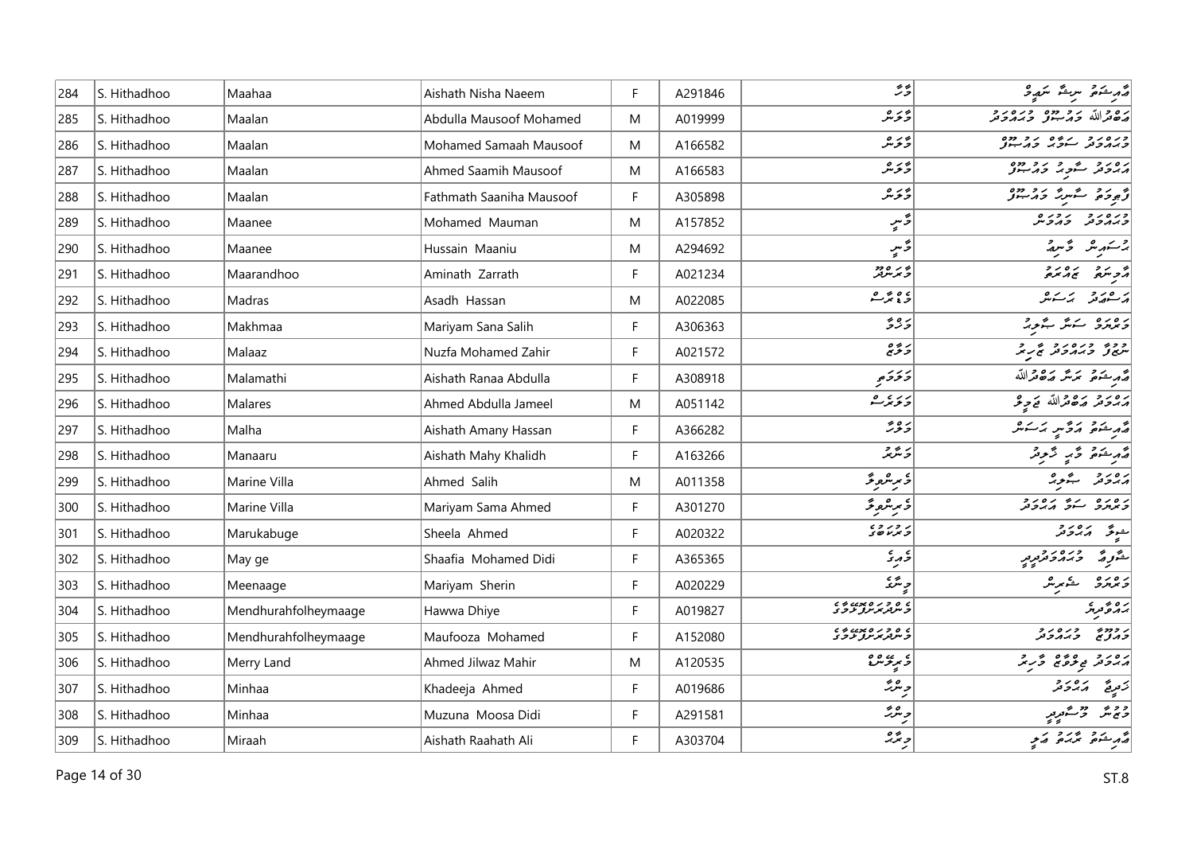| 284 | S. Hithadhoo | Maahaa | Aishath Nisha Naeem | F | A291846 | ވާހާ | އައިשަތު ނިשާ ނައީމް |
|---|---|---|---|---|---|---|---|
| 285 | S. Hithadhoo | Maalan | Abdulla Mausoof Mohamed | M | A019999 | މާލަން | އަބްދުاللہ މައުސޫފް މުހައްމަދު |
| 286 | S. Hithadhoo | Maalan | Mohamed Samaah Mausoof | M | A166582 | މާލަން | މުހައްމަދު ސަމާހް މައުސޫފް |
| 287 | S. Hithadhoo | Maalan | Ahmed Saamih Mausoof | M | A166583 | މާލަން | އަޙްމަދު ސާމިހް މައުސޫފް |
| 288 | S. Hithadhoo | Maalan | Fathmath Saaniha Mausoof | F | A305898 | މާލަން | ފާތިމަތު ސާނިހާ މައުސޫފް |
| 289 | S. Hithadhoo | Maanee | Mohamed Mauman | M | A157852 | މާނީ | މުހައްމަދު މައުމަން |
| 290 | S. Hithadhoo | Maanee | Hussain Maaniu | M | A294692 | މާނީ | ހުސައިން މާނިއު |
| 291 | S. Hithadhoo | Maarandhoo | Aminath Zarrath | F | A021234 | މާރަންދޫ | އާމިނަތު ޒައްރަތު |
| 292 | S. Hithadhoo | Madras | Asadh Hassan | M | A022085 | މަދްރާސް | އަސަދު ހަސަން |
| 293 | S. Hithadhoo | Makhmaa | Mariyam Sana Salih | F | A306363 | މަޚްމާ | މަރިޔަމް ސަނާ ސާލިހު |
| 294 | S. Hithadhoo | Malaaz | Nuzfa Mohamed Zahir | F | A021572 | މަލާޒް | ނުޒްފާ މުހައްމަދު ޒާހިރު |
| 295 | S. Hithadhoo | Malamathi | Aishath Ranaa Abdulla | F | A308918 | މަލަމަތި | އައިשަތު ރަނާ އަބްދުاللہ |
| 296 | S. Hithadhoo | Malares | Ahmed Abdulla Jameel | M | A051142 | މަލަރެސް | އަޙްމަދު އަބްދުاللہ ޖަމީލް |
| 297 | S. Hithadhoo | Malha | Aishath Amany Hassan | F | A366282 | މަލްހާ | އައިשަތު އަމާނީ ހަސަން |
| 298 | S. Hithadhoo | Manaaru | Aishath Mahy Khalidh | F | A163266 | މަނާރު | އައިשަތު މާހީ ޚާލިދު |
| 299 | S. Hithadhoo | Marine Villa | Ahmed Salih | M | A011358 | މެރިންވިލާ | އަޙްމަދު ސާލިހު |
| 300 | S. Hithadhoo | Marine Villa | Mariyam Sama Ahmed | F | A301270 | މެރިންވިލާ | މަރިޔަމް ސަމާ އަޙްމަދު |
| 301 | S. Hithadhoo | Marukabuge | Sheela Ahmed | F | A020322 | މަރުކަބުގެ | שީލާ އަޙްމަދު |
| 302 | S. Hithadhoo | May ge | Shaafia Mohamed Didi | F | A365365 | މޭގެ | שާފިއާ މުހައްމަދުދީދީ |
| 303 | S. Hithadhoo | Meenaage | Mariyam Sherin | F | A020229 | މީނާގެ | މަރިޔަމް שެރިން |
| 304 | S. Hithadhoo | Mendhurahfolheymaage | Hawwa Dhiye | F | A019827 | މެންދުރަހްފޮޅެމާގެ | ހައްވާދިޔެ |
| 305 | S. Hithadhoo | Mendhurahfolheymaage | Maufooza Mohamed | F | A152080 | މެންދުރަހްފޮޅެމާގެ | މައުފޫޒާ މުހައްމަދު |
| 306 | S. Hithadhoo | Merry Land | Ahmed Jilwaz Mahir | M | A120535 | މެރީލޭންޑް | އަޙްމަދު ޖިލްވާޒް މާހިރު |
| 307 | S. Hithadhoo | Minhaa | Khadeeja Ahmed | F | A019686 | މިންހާ | ޚަދީޖާ އަޙްމަދު |
| 308 | S. Hithadhoo | Minhaa | Muzuna Moosa Didi | F | A291581 | މިންހާ | މުޒުނާ މޫސާދީދީ |
| 309 | S. Hithadhoo | Miraah | Aishath Raahath Ali | F | A303704 | މިރާހް | އައިשަތު ރާހަތު އަލި |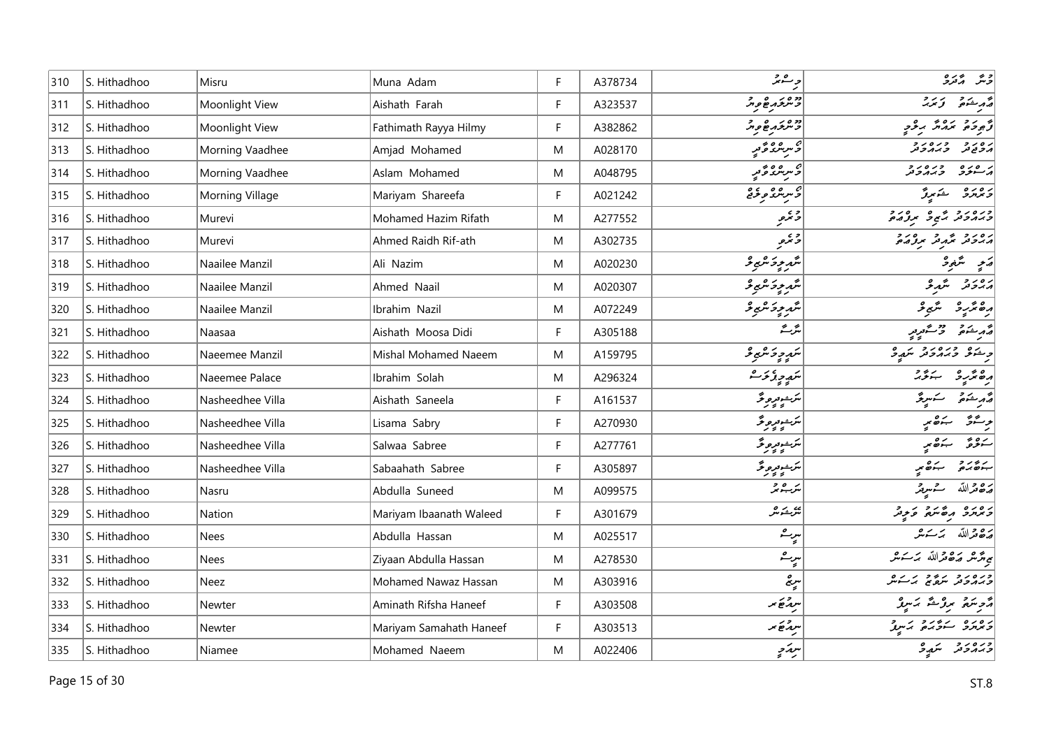| 310 | S. Hithadhoo | Misru | Muna Adam | F | A378734 | وِسْمُرُ | دُنَّ أَدَرُ |
|---|---|---|---|---|---|---|---|
| 311 | S. Hithadhoo | Moonlight View | Aishath Farah | F | A323537 | ڊُسْرَوَرِهْوِرُ | أَمِرْشَوَ وَبَرَرُ |
| 312 | S. Hithadhoo | Moonlight View | Fathimath Rayya Hilmy | F | A382862 | ڊُسْرَوَرِهْوِرُ | وَّجِوَدَ بَرَهْرَّ بِرْوِ |
| 313 | S. Hithadhoo | Morning Vaadhee | Amjad Mohamed | M | A028170 | ڊُسِرْسْرِوَّمِرِ | أَرْوَىْ وَبَرَوَرْ |
| 314 | S. Hithadhoo | Morning Vaadhee | Aslam Mohamed | M | A048795 | ڊُسِرْسْرِوَّمِرِ | أَسْوَوْ وَبَرَوَرْ |
| 315 | S. Hithadhoo | Morning Village | Mariyam Shareefa | F | A021242 | ڊُسِرْسْرِوِوَّعْ | وَبْرَرْوْ شَمِرِوَّ |
| 316 | S. Hithadhoo | Murevi | Mohamed Hazim Rifath | M | A277552 | دُبْرُو | وَبَرَوَرْ بَّىِوْ بِرْوَبَرُ |
| 317 | S. Hithadhoo | Murevi | Ahmed Raidh Rif-ath | M | A302735 | دُبْرُو | أَبْرَوَرْ بَرَّمِرْ بِرْوَبَرُ |
| 318 | S. Hithadhoo | Naailee Manzil | Ali Nazim | M | A020230 | سَّرِوِوَسْمِوْ | أَجِ سَّفِوْ |
| 319 | S. Hithadhoo | Naailee Manzil | Ahmed Naail | M | A020307 | سَّرِوِوَسْمِوْ | أَبْرَوَرْ سَّرِوْ |
| 320 | S. Hithadhoo | Naailee Manzil | Ibrahim Nazil | M | A072249 | سَّرِوِوَسْمِوْ | إِرْهَمَّرِرْ سَّمِوْ |
| 321 | S. Hithadhoo | Naasaa | Aishath Moosa Didi | F | A305188 | سَّرَّ | أَمِرْشَوَ دُوْسَّمِرِمِرِ |
| 322 | S. Hithadhoo | Naeemee Manzil | Mishal Mohamed Naeem | M | A159795 | سَمِرِوِوَسْمِوْ | وِشَوْ وَبَرَوَرْ سَمِرِوْ |
| 323 | S. Hithadhoo | Naeemee Palace | Ibrahim Solah | M | A296324 | سَمِرِوِوَّوَسْ | إِرْهَمَّرِرْ سَوَّرُ |
| 324 | S. Hithadhoo | Nasheedhee Villa | Aishath Saneela | F | A161537 | سَرَشِمِرِوِرَّ | أَمِرْشَوَ سَسِرِوَّ |
| 325 | S. Hithadhoo | Nasheedhee Villa | Lisama Sabry | F | A270930 | سَرَشِمِرِوِرَّ | وِسَّوَّ سَرَهْمِرِ |
| 326 | S. Hithadhoo | Nasheedhee Villa | Salwaa Sabree | F | A277761 | سَرَشِمِرِوِرَّ | سَوْوَّ سَرَهْمِرِ |
| 327 | S. Hithadhoo | Nasheedhee Villa | Sabaahath Sabree | F | A305897 | سَرَشِمِرِوِرَّ | سَرَهَّرَوْ سَرَهْمِرِ |
| 328 | S. Hithadhoo | Nasru | Abdulla Suneed | M | A099575 | سَرَسْمُرُ | أَرْهُوَّاللهِ سُسِرِوْ |
| 329 | S. Hithadhoo | Nation | Mariyam Ibaanath Waleed | F | A301679 | سَّرِشَرَسْ | وَبْرَرْوْ إِرْهَّسَرُوْ وَوِرْ |
| 330 | S. Hithadhoo | Nees | Abdulla Hassan | M | A025517 | سِرِسْ | أَرْهُوَّاللهِ بَرَسَرْسْ |
| 331 | S. Hithadhoo | Nees | Ziyaan Abdulla Hassan | M | A278530 | سِرِسْ | بِرَّسْ أَرْهُوَّاللهِ بَرَسَرْسْ |
| 332 | S. Hithadhoo | Neez | Mohamed Nawaz Hassan | M | A303916 | سِرِجْ | وَبَرَوَرْ سَرَوَّجْ بَرَسَرْسْ |
| 333 | S. Hithadhoo | Newter | Aminath Rifsha Haneef | F | A303508 | سِرِدُعَمَرُ | أَّوِسَرُوْ بِرْوْشَّ بَرَسِرِوْ |
| 334 | S. Hithadhoo | Newter | Mariyam Samahath Haneef | F | A303513 | سِرِدُعَمَرُ | وَبْرَرْوْ سَوَّبَرَوْ بَرَسِرِوْ |
| 335 | S. Hithadhoo | Niamee | Mohamed Naeem | M | A022406 | سِرَوِ | وَبَرَوَرْ سَمِرِوْ |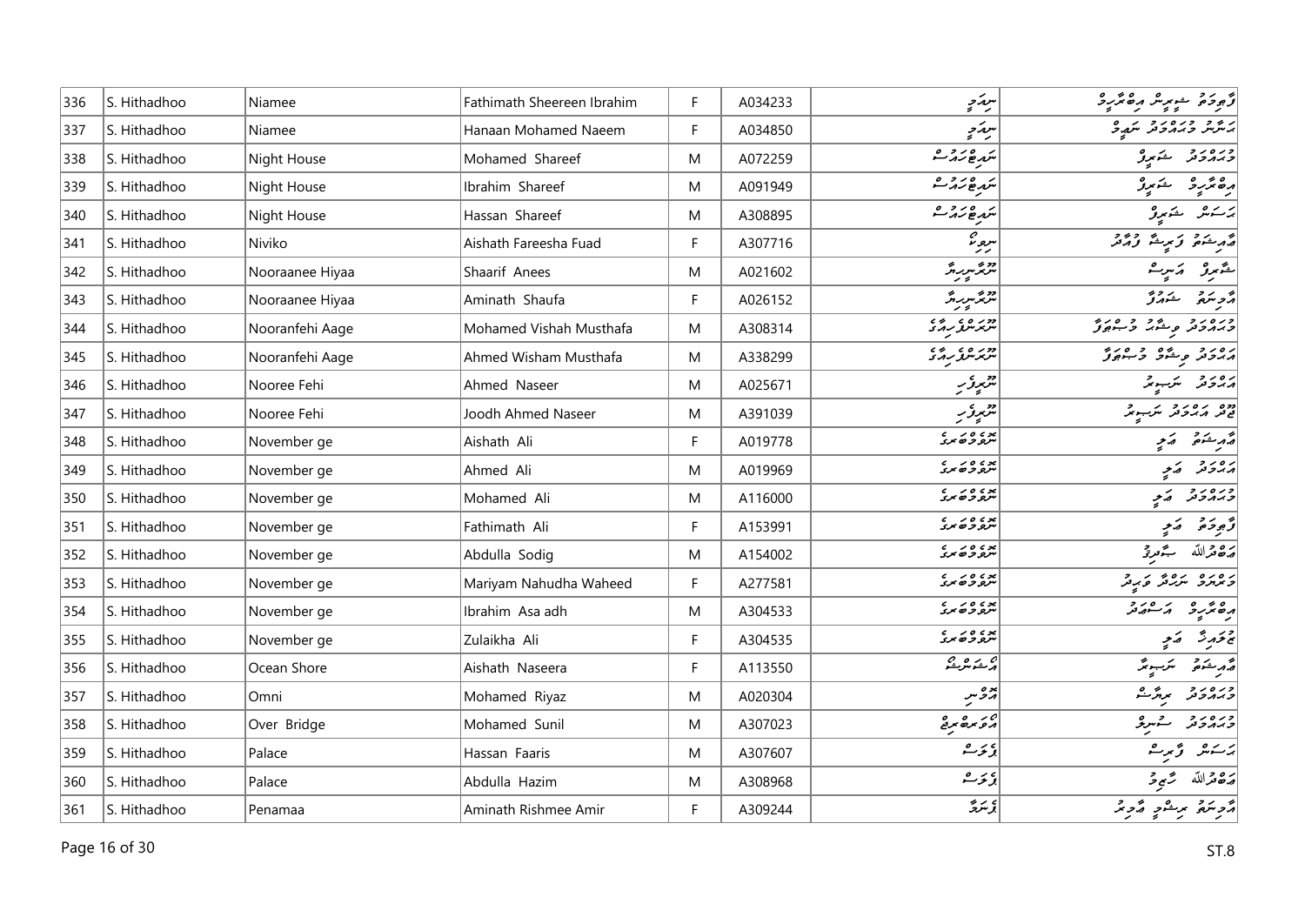| 336 | S. Hithadhoo | Niamee | Fathimath Shereen Ibrahim | F | A034233 | سِرَمِ | ژَّجِرَةٌ شَيْرِسْ رِهْ بَرْرِدْ |
|---|---|---|---|---|---|---|---|
| 337 | S. Hithadhoo | Niamee | Hanaan Mohamed Naeem | F | A034850 | سِرَمِ | بَرْسَرْسْ وِبَرُوبَرْ سَمِهِ |
| 338 | S. Hithadhoo | Night House | Mohamed Shareef | M | A072259 | سَرِجْ رَرْ سْ | وِبَرُوبَرْ شَمَرِوْ |
| 339 | S. Hithadhoo | Night House | Ibrahim Shareef | M | A091949 | سَرِجْ رَرْ سْ | رِهْ بَرْرِدْ شَمَرِوْ |
| 340 | S. Hithadhoo | Night House | Hassan Shareef | M | A308895 | سَرِجْ رَرْ سْ | بَرْسَسْ شَمَرِوْ |
| 341 | S. Hithadhoo | Niviko | Aishath Fareesha Fuad | F | A307716 | سِرِغْ | مَّرِشَوْ وَبِرِشَ وُرُمَّرْ |
| 342 | S. Hithadhoo | Nooraanee Hiyaa | Shaarif Anees | M | A021602 | سَرْبَرْسِرِرِبَرْ | شَّبِرِوْ رَسِرِسْ |
| 343 | S. Hithadhoo | Nooraanee Hiyaa | Aminath Shaufa | F | A026152 | سَرْبَرْسِرِرِبَرْ | مَّجِسَمْ شَمْرُوْ |
| 344 | S. Hithadhoo | Nooranfehi Aage | Mohamed Vishah Musthafa | M | A308314 | سَرْبَرْسْوِرِرْمَّ | وِبَرُوبَرْ وِشَرْ وِسْمُووْ |
| 345 | S. Hithadhoo | Nooranfehi Aage | Ahmed Wisham Musthafa | M | A338299 | سَرْبَرْسْوِرِرْمَّ | بَرْوِبَرْ وِشَّوْ وِسْمُووْ |
| 346 | S. Hithadhoo | Nooree Fehi | Ahmed Naseer | M | A025671 | سَّرِوِرِ | بَرْوِبَرْ سَرَسِيِرْ |
| 347 | S. Hithadhoo | Nooree Fehi | Joodh Ahmed Naseer | M | A391039 | سَّرِوِرِ | فِيْرْ بَرْوِبَرْ سَرَسِيِرْ |
| 348 | S. Hithadhoo | November ge | Aishath Ali | F | A019778 | سَرْوِجْرُوبَرِ | مَّرِشَوْ رَمِ |
| 349 | S. Hithadhoo | November ge | Ahmed Ali | M | A019969 | سَرْوِجْرُوبَرِ | بَرْوِبَرْ رَمِ |
| 350 | S. Hithadhoo | November ge | Mohamed Ali | M | A116000 | سَرْوِجْرُوبَرِ | وِبَرُوبَرْ رَمِ |
| 351 | S. Hithadhoo | November ge | Fathimath Ali | F | A153991 | سَرْوِجْرُوبَرِ | ژَّجِرَةٌ رَمِ |
| 352 | S. Hithadhoo | November ge | Abdulla Sodig | M | A154002 | سَرْوِجْرُوبَرِ | رَهْ وَرْاللّه سِمَّدِرْ |
| 353 | S. Hithadhoo | November ge | Mariyam Nahudha Waheed | F | A277581 | سَرْوِجْرُوبَرِ | وِبَرْبَرْوْ سَرْرُوْ وَبِرْ |
| 354 | S. Hithadhoo | November ge | Ibrahim Asa adh | M | A304533 | سَرْوِجْرُوبَرِ | رِهْ بَرْرِدْ رَسْمَرْرْ |
| 355 | S. Hithadhoo | November ge | Zulaikha Ali | F | A304535 | سَرْوِجْرُوبَرِ | جْ وَرِرْ رَمِ |
| 356 | S. Hithadhoo | Ocean Shore | Aishath Naseera | F | A113550 | رُشَسْرَشْ | مَّرِشَوْ سَرَسِيِرْ |
| 357 | S. Hithadhoo | Omni | Mohamed Riyaz | M | A020304 | رُوْسِ | وِبَرُوبَرْ بِرِرْسْ |
| 358 | S. Hithadhoo | Over Bridge | Mohamed Sunil | M | A307023 | رُوَبَرْهْ بِرِجْ | وِبَرُوبَرْ سُسِرِوْ |
| 359 | S. Hithadhoo | Palace | Hassan Faaris | M | A307607 | بِوَسْ | بَرْسَسْ وَّبِرِسْ |
| 360 | S. Hithadhoo | Palace | Abdulla Hazim | M | A308968 | بِوَسْ | رَهْ وَرْاللّه رَّبِوْ |
| 361 | S. Hithadhoo | Penamaa | Aminath Rishmee Amir | F | A309244 | بِسَرَّ | مَّجِسَمْ بِرِشْوِ مَّجِرْ |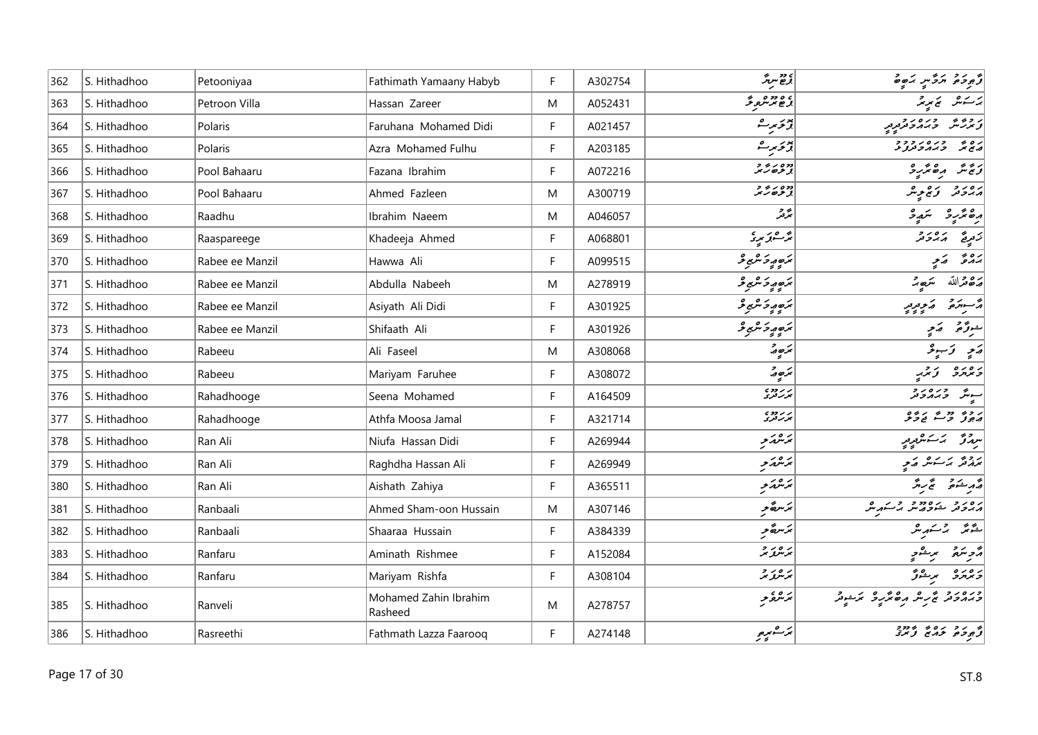| 362 | S. Hithadhoo | Petooniyaa | Fathimath Yamaany Habyb | F | A302754 | ޕެޓޫނިޔާ | ފާތިމަތު ޔަމާނީ ހަބީބު |
|---|---|---|---|---|---|---|---|
| 363 | S. Hithadhoo | Petroon Villa | Hassan Zareer | M | A052431 | ޕެޓްރޫންވިލާ | ހަސަން ޒަރީރު |
| 364 | S. Hithadhoo | Polaris | Faruhana Mohamed Didi | F | A021457 | ޕޯލަރިސް | ފަރުހާނާ މުހައްމަދުދީދީ |
| 365 | S. Hithadhoo | Polaris | Azra Mohamed Fulhu | F | A203185 | ޕޯލަރިސް | އަޒްރާ މުހައްމަދުފުޅު |
| 366 | S. Hithadhoo | Pool Bahaaru | Fazana Ibrahim | F | A072216 | ޕޫލްބަހާރު | ފަޒާނާ އިބްރާހީމް |
| 367 | S. Hithadhoo | Pool Bahaaru | Ahmed Fazleen | M | A300719 | ޕޫލްބަހާރު | އަހްމަދު ފަޟްލީން |
| 368 | S. Hithadhoo | Raadhu | Ibrahim Naeem | M | A046057 | ރާދު | އިބްރާހީމް ނަޢީމް |
| 369 | S. Hithadhoo | Raaspareege | Khadeeja Ahmed | F | A068801 | ރާސްޕަރީގެ | ޚަދީޖާ އަހްމަދު |
| 370 | S. Hithadhoo | Rabee ee Manzil | Hawwa Ali | F | A099515 | ރަބީޢީމަންޒިލް | ހައްވާ ޢަލީ |
| 371 | S. Hithadhoo | Rabee ee Manzil | Abdulla Nabeeh | M | A278919 | ރަބީޢީމަންޒިލް | އަބްދުﷲ ނަބީހު |
| 372 | S. Hithadhoo | Rabee ee Manzil | Asiyath Ali Didi | F | A301925 | ރަބީޢީމަންޒިލް | އާސިޔަތު ޢަލީދީދީ |
| 373 | S. Hithadhoo | Rabee ee Manzil | Shifaath Ali | F | A301926 | ރަބީޢީމަންޒިލް | ޝިފާޢަތު ޢަލީ |
| 374 | S. Hithadhoo | Rabeeu | Ali Faseel | M | A308068 | ރަބީޢު | ޢަލީ ފަސީލް |
| 375 | S. Hithadhoo | Rabeeu | Mariyam Faruhee | F | A308072 | ރަބީޢު | މަރިޔަމް ފަރުހީ |
| 376 | S. Hithadhoo | Rahadhooge | Seena Mohamed | F | A164509 | ރަހަދޫގެ | ސީނާ މުހައްމަދު |
| 377 | S. Hithadhoo | Rahadhooge | Athfa Moosa Jamal | F | A321714 | ރަހަދޫގެ | އަތުފާ މޫސާ ޖަމާލް |
| 378 | S. Hithadhoo | Ran Ali | Niufa Hassan Didi | F | A269944 | ރަންއަލި | ނިޢުފާ ހަސަންދީދީ |
| 379 | S. Hithadhoo | Ran Ali | Raghdha Hassan Ali | F | A269949 | ރަންއަލި | ރަޣްދާ ހަސަން ޢަލީ |
| 380 | S. Hithadhoo | Ran Ali | Aishath Zahiya | F | A365511 | ރަންއަލި | ޢާއިޝަތު ޒާހިޔާ |
| 381 | S. Hithadhoo | Ranbaali | Ahmed Sham-oon Hussain | M | A307146 | ރަންބާލި | އަހްމަދު ޝަމްޢޫން ހުސައިން |
| 382 | S. Hithadhoo | Ranbaali | Shaaraa Hussain | F | A384339 | ރަންބާލި | ޝާރާ ހުސައިން |
| 383 | S. Hithadhoo | Ranfaru | Aminath Rishmee | F | A152084 | ރަންފަރު | އާމިނަތު ރިޝްމީ |
| 384 | S. Hithadhoo | Ranfaru | Mariyam Rishfa | F | A308104 | ރަންފަރު | މަރިޔަމް ރިޝްފާ |
| 385 | S. Hithadhoo | Ranveli | Mohamed Zahin Ibrahim Rasheed | M | A278757 | ރަންވެލި | މުހައްމަދު ޒާހިން އިބްރާހީމް ރަޝީދު |
| 386 | S. Hithadhoo | Rasreethi | Fathmath Lazza Faarooq | F | A274148 | ރަސްރީތި | ފާތިމަތު ލައްޒާ ފާރޫޤު |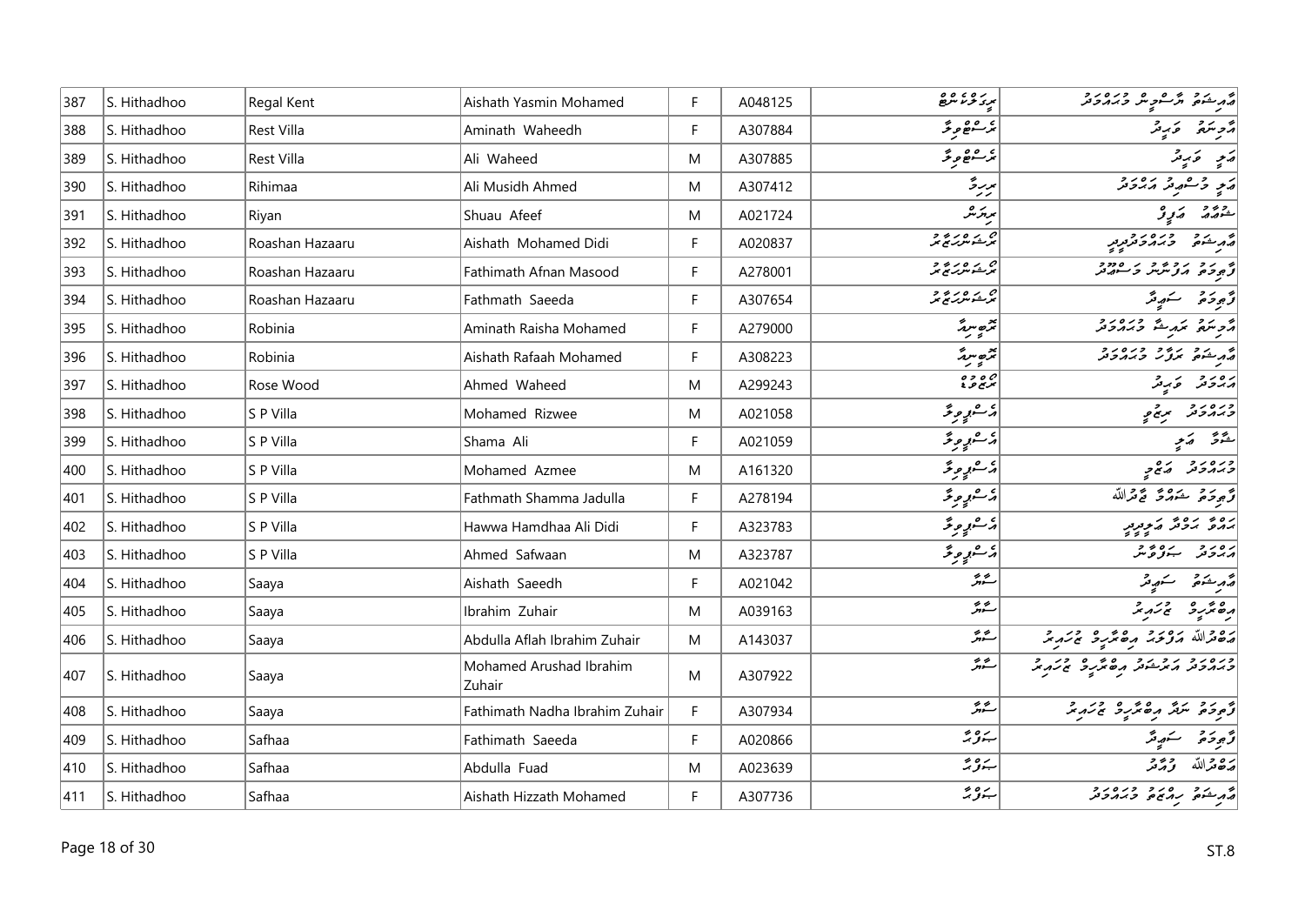| 387 | S. Hithadhoo | Regal Kent | Aishath Yasmin Mohamed | F | A048125 | ރީގަލްކެންޓް | އާއިޝަތު ޔާސްމީން މުހައްމަދު |
|---|---|---|---|---|---|---|---|
| 388 | S. Hithadhoo | Rest Villa | Aminath Waheedh | F | A307884 | ރެސްޓްވިލާ | އާމިނަތު ވަހީދު |
| 389 | S. Hithadhoo | Rest Villa | Ali Waheed | M | A307885 | ރެސްޓްވިލާ | އަލީ ވަހީދު |
| 390 | S. Hithadhoo | Rihimaa | Ali Musidh Ahmed | M | A307412 | ރިހިމާ | އަލީ މުސިދު އަހުމަދު |
| 391 | S. Hithadhoo | Riyan | Shuau Afeef | M | A021724 | ރިޔަން | ޝުޢާޢު އަފީފު |
| 392 | S. Hithadhoo | Roashan Hazaaru | Aishath Mohamed Didi | F | A020837 | ރޯޝަންހަޒާރު | އާއިޝަތު މުހައްމަދުދީދީ |
| 393 | S. Hithadhoo | Roashan Hazaaru | Fathimath Afnan Masood | F | A278001 | ރޯޝަންހަޒާރު | ފާތިމަތު އަފްނާން މަސްޢޫދު |
| 394 | S. Hithadhoo | Roashan Hazaaru | Fathmath Saeeda | F | A307654 | ރޯޝަންހަޒާރު | ފާތިމަތު ސަޢީދާ |
| 395 | S. Hithadhoo | Robinia | Aminath Raisha Mohamed | F | A279000 | ރޮބިނިއާ | އާމިނަތު ރައިޝާ މުހައްމަދު |
| 396 | S. Hithadhoo | Robinia | Aishath Rafaah Mohamed | F | A308223 | ރޮބިނިއާ | އާއިޝަތު ރަފާހު މުހައްމަދު |
| 397 | S. Hithadhoo | Rose Wood | Ahmed Waheed | M | A299243 | ރޯޒްވުޑް | އަހުމަދު ވަހީދު |
| 398 | S. Hithadhoo | S P Villa | Mohamed Rizwee | M | A021058 | އެސްޕީވިލާ | މުހައްމަދު ރިޒްވީ |
| 399 | S. Hithadhoo | S P Villa | Shama Ali | F | A021059 | އެސްޕީވިލާ | ޝަމާ އަލީ |
| 400 | S. Hithadhoo | S P Villa | Mohamed Azmee | M | A161320 | އެސްޕީވިލާ | މުހައްމަދު އަޒްމީ |
| 401 | S. Hithadhoo | S P Villa | Fathmath Shamma Jadulla | F | A278194 | އެސްޕީވިލާ | ފާތިމަތު ޝައްމާ ޖާދުﷲ |
| 402 | S. Hithadhoo | S P Villa | Hawwa Hamdhaa Ali Didi | F | A323783 | އެސްޕީވިލާ | ހައްވާ ހަމްދާ އަލިދީދީ |
| 403 | S. Hithadhoo | S P Villa | Ahmed Safwaan | M | A323787 | އެސްޕީވިލާ | އަހުމަދު ސަފްވާން |
| 404 | S. Hithadhoo | Saaya | Aishath Saeedh | F | A021042 | ސާޔާ | އާއިޝަތު ސަޢީދު |
| 405 | S. Hithadhoo | Saaya | Ibrahim Zuhair | M | A039163 | ސާޔާ | އިބްރާހީމް ޒުހައިރު |
| 406 | S. Hithadhoo | Saaya | Abdulla Aflah Ibrahim Zuhair | M | A143037 | ސާޔާ | އަބްދުﷲ އަފްލަހް އިބްރާހީމް ޒުހައިރު |
| 407 | S. Hithadhoo | Saaya | Mohamed Arushad Ibrahim Zuhair | M | A307922 | ސާޔާ | މުހައްމަދު އަރުޝަދު އިބްރާހީމް ޒުހައިރު |
| 408 | S. Hithadhoo | Saaya | Fathimath Nadha Ibrahim Zuhair | F | A307934 | ސާޔާ | ފާތިމަތު ނަދާ އިބްރާހީމް ޒުހައިރު |
| 409 | S. Hithadhoo | Safhaa | Fathimath Saeeda | F | A020866 | ސަފްހާ | ފާތިމަތު ސަޢީދާ |
| 410 | S. Hithadhoo | Safhaa | Abdulla Fuad | M | A023639 | ސަފްހާ | އަބްދުﷲ ފުއާދު |
| 411 | S. Hithadhoo | Safhaa | Aishath Hizzath Mohamed | F | A307736 | ސަފްހާ | އާއިޝަތު ހިއްޒަތު މުހައްމަދު |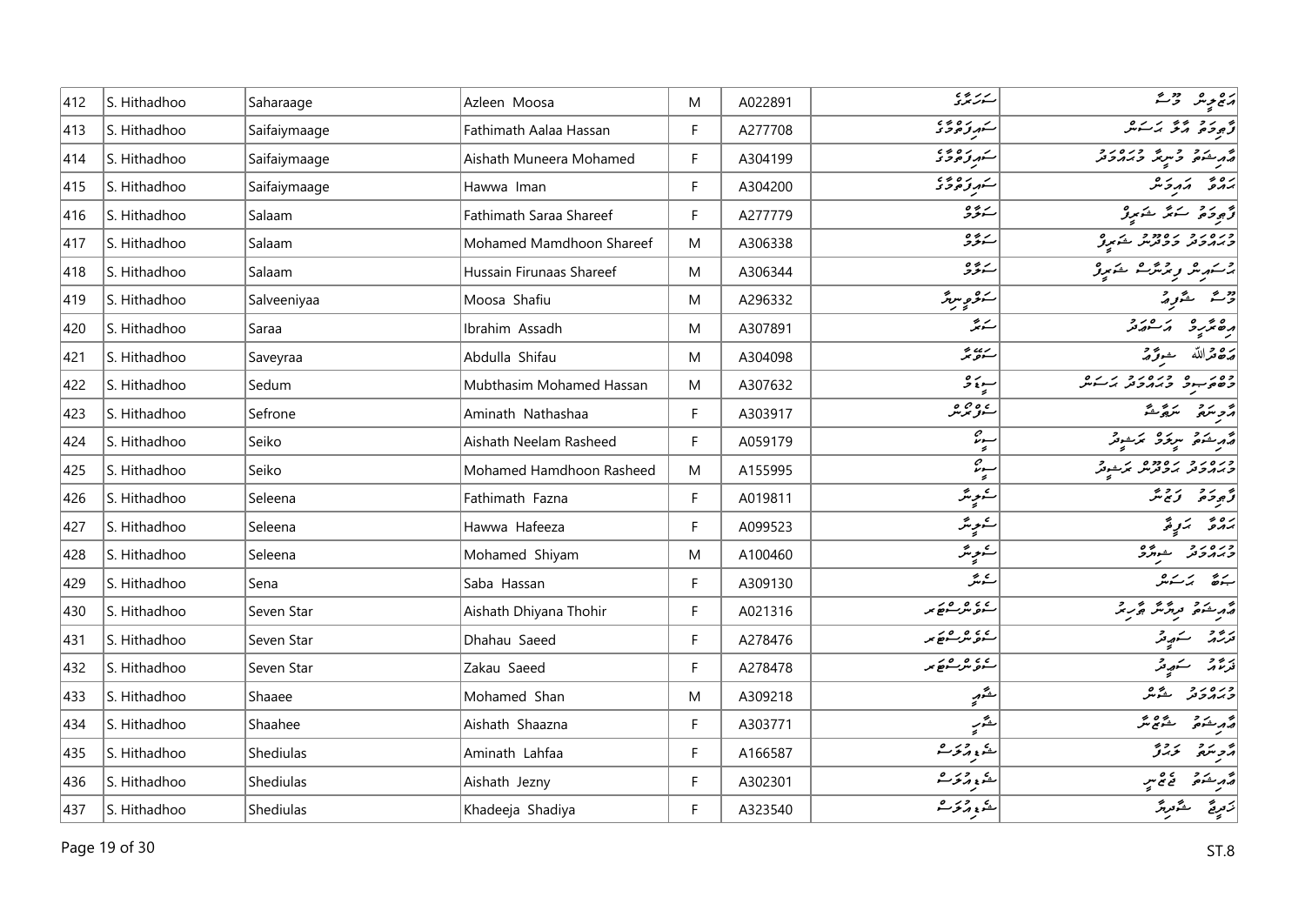| 412 | S. Hithadhoo | Saharaage | Azleen Moosa | M | A022891 | ސަހަރާގެ | އަޒްލީން މޫސާ |
|---|---|---|---|---|---|---|---|
| 413 | S. Hithadhoo | Saifaiymaage | Fathimath Aalaa Hassan | F | A277708 | ސައިފައިމާގެ | ފާތިމަތު އާލާ ހަސަން |
| 414 | S. Hithadhoo | Saifaiymaage | Aishath Muneera Mohamed | F | A304199 | ސައިފައިމާގެ | އާއިޝަތު މުނީރާ މުހައްމަދު |
| 415 | S. Hithadhoo | Saifaiymaage | Hawwa Iman | F | A304200 | ސައިފައިމާގެ | ހައްވާ އިމަން |
| 416 | S. Hithadhoo | Salaam | Fathimath Saraa Shareef | F | A277779 | ސަލާމް | ފާތިމަތު ސަރާ ޝަރީފް |
| 417 | S. Hithadhoo | Salaam | Mohamed Mamdhoon Shareef | M | A306338 | ސަލާމް | މުހައްމަދު މަމްދޫން ޝަރީފް |
| 418 | S. Hithadhoo | Salaam | Hussain Firunaas Shareef | M | A306344 | ސަލާމް | ހުސައިން ފިރުނާސް ޝަރީފް |
| 419 | S. Hithadhoo | Salveeniyaa | Moosa Shafiu | M | A296332 | ސަލްވީނިޔާ | މޫސާ ޝާފިއު |
| 420 | S. Hithadhoo | Saraa | Ibrahim Assadh | M | A307891 | ސަރާ | އިބްރާހީމް އައްސަޢަދު |
| 421 | S. Hithadhoo | Saveyraa | Abdulla Shifau | M | A304098 | ސަވޭރާ | އަބްދުއްﷲ ޝިފާއު |
| 422 | S. Hithadhoo | Sedum | Mubthasim Mohamed Hassan | M | A307632 | ސީޑަމް | މުބްތަސިމް މުހައްމަދު ހަސަން |
| 423 | S. Hithadhoo | Sefrone | Aminath Nathashaa | F | A303917 | ސެފްރޯން | އާމިނަތު ނަތާޝާ |
| 424 | S. Hithadhoo | Seiko | Aishath Neelam Rasheed | F | A059179 | ސީކޯ | އާއިޝަތު ނީލަމް ރަޝީދު |
| 425 | S. Hithadhoo | Seiko | Mohamed Hamdhoon Rasheed | M | A155995 | ސީކޯ | މުހައްމަދު ހަމްދޫން ރަޝީދު |
| 426 | S. Hithadhoo | Seleena | Fathimath Fazna | F | A019811 | ސެލީނާ | ފާތިމަތު ފަޒްނާ |
| 427 | S. Hithadhoo | Seleena | Hawwa Hafeeza | F | A099523 | ސެލީނާ | ހައްވާ ހަފީޒާ |
| 428 | S. Hithadhoo | Seleena | Mohamed Shiyam | M | A100460 | ސެލީނާ | މުހައްމަދު ޝިޔާމް |
| 429 | S. Hithadhoo | Sena | Saba Hassan | F | A309130 | ސެނާ | ސަބާ ހަސަން |
| 430 | S. Hithadhoo | Seven Star | Aishath Dhiyana Thohir | F | A021316 | ސެވެންސްޓަރ | އާއިޝަތު ދިޔާނާ ޠާހިރު |
| 431 | S. Hithadhoo | Seven Star | Dhahau Saeed | F | A278476 | ސެވެންސްޓަރ | ދަހައު ސައީދު |
| 432 | S. Hithadhoo | Seven Star | Zakau Saeed | F | A278478 | ސެވެންސްޓަރ | ޒަކާއު ސައީދު |
| 433 | S. Hithadhoo | Shaaee | Mohamed Shan | M | A309218 | ޝާއީ | މުހައްމަދު ޝާން |
| 434 | S. Hithadhoo | Shaahee | Aishath Shaazna | F | A303771 | ޝާހީ | އާއިޝަތު ޝާޒްނާ |
| 435 | S. Hithadhoo | Shediulas | Aminath Lahfaa | F | A166587 | ޝެޑިއުލަސް | އާމިނަތު ލަހްފާ |
| 436 | S. Hithadhoo | Shediulas | Aishath Jezny | F | A302301 | ޝެޑިއުލަސް | އާއިޝަތު ޖެޒްނީ |
| 437 | S. Hithadhoo | Shediulas | Khadeeja Shadiya | F | A323540 | ޝެޑިއުލަސް | ޚަދީޖާ ޝާދިޔާ |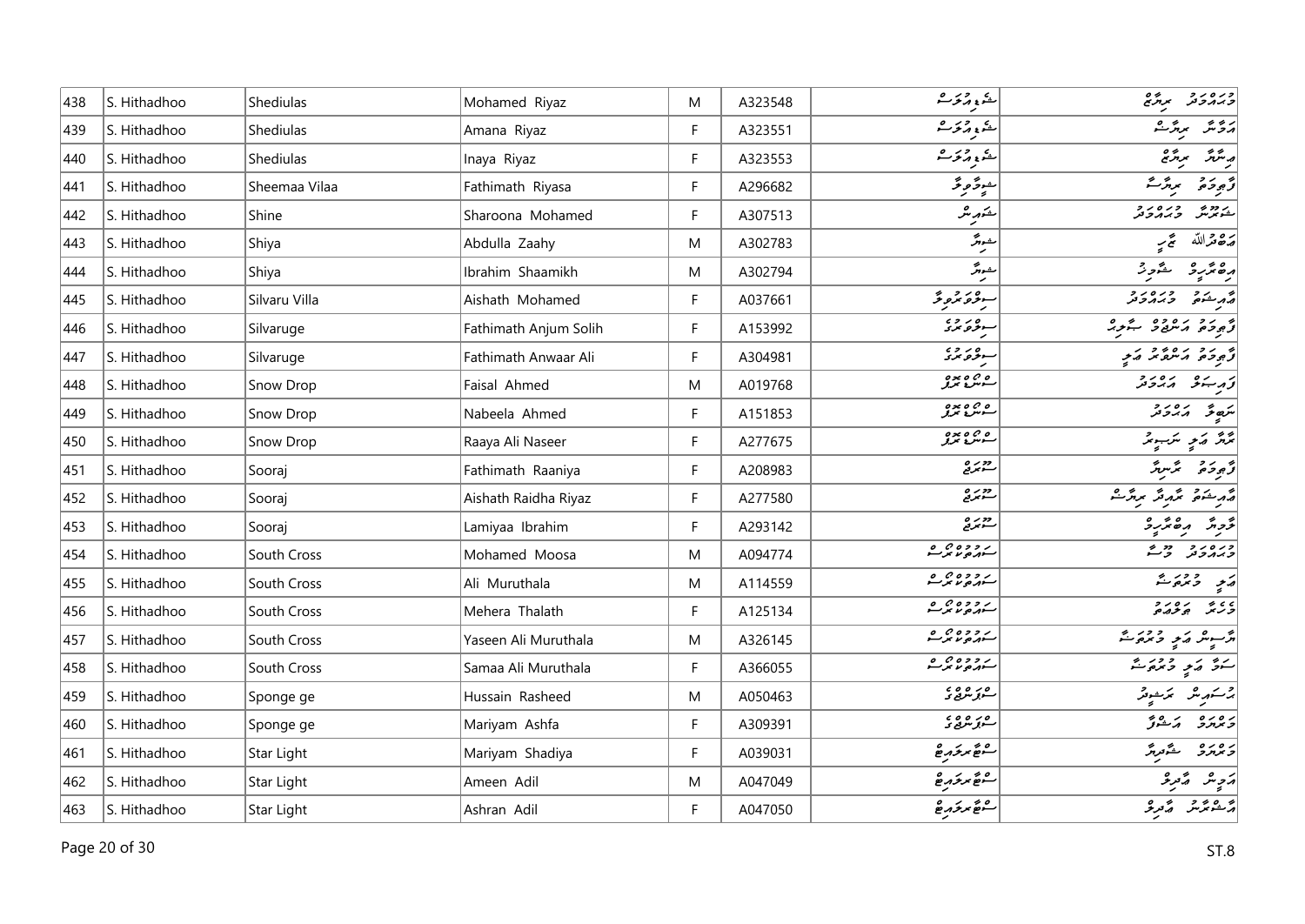| 438 | S. Hithadhoo | Shediulas | Mohamed Riyaz | M | A323548 | ޝެޑިއުލަސް | މުހައްމަދު ރިޔާޒް |
|---|---|---|---|---|---|---|---|
| 439 | S. Hithadhoo | Shediulas | Amana Riyaz | F | A323551 | ޝެޑިއުލަސް | އަމާނާ ރިޔާޒް |
| 440 | S. Hithadhoo | Shediulas | Inaya Riyaz | F | A323553 | ޝެޑިއުލަސް | އިނާޔާ ރިޔާޒް |
| 441 | S. Hithadhoo | Sheemaa Vilaa | Fathimath Riyasa | F | A296682 | ޝީމާވިލާ | ފާތިމަތު ރިޔާސާ |
| 442 | S. Hithadhoo | Shine | Sharoona Mohamed | F | A307513 | ޝައިން | ޝަރޫނާ މުހައްމަދު |
| 443 | S. Hithadhoo | Shiya | Abdulla Zaahy | M | A302783 | ޝިޔާ | އަބްދުﷲ ޒާހީ |
| 444 | S. Hithadhoo | Shiya | Ibrahim Shaamikh | M | A302794 | ޝިޔާ | އިބްރާހީމް ޝާމިޚް |
| 445 | S. Hithadhoo | Silvaru Villa | Aishath Mohamed | F | A037661 | ސިލްވަރުވިލާ | އައިޝަތު މުހައްމަދު |
| 446 | S. Hithadhoo | Silvaruge | Fathimath Anjum Solih | F | A153992 | ސިލްވަރުގެ | ފާތިމަތު އަންޖުމް ޞާލިޙް |
| 447 | S. Hithadhoo | Silvaruge | Fathimath Anwaar Ali | F | A304981 | ސިލްވަރުގެ | ފާތިމަތު އަންވާރު އަލި |
| 448 | S. Hithadhoo | Snow Drop | Faisal Ahmed | M | A019768 | ސްނޯޑްރޮޕް | ފައިސަލް އަހުމަދު |
| 449 | S. Hithadhoo | Snow Drop | Nabeela Ahmed | F | A151853 | ސްނޯޑްރޮޕް | ނަބީލާ އަހުމަދު |
| 450 | S. Hithadhoo | Snow Drop | Raaya Ali Naseer | F | A277675 | ސްނޯޑްރޮޕް | ރާޔާ އަލި ނަސީރު |
| 451 | S. Hithadhoo | Sooraj | Fathimath Raaniya | F | A208983 | ސޫރަޖް | ފާތިމަތު ރާނިޔާ |
| 452 | S. Hithadhoo | Sooraj | Aishath Raidha Riyaz | F | A277580 | ސޫރަޖް | އައިޝަތު ރާއިދާ ރިޔާޒް |
| 453 | S. Hithadhoo | Sooraj | Lamiyaa Ibrahim | F | A293142 | ސޫރަޖް | ލާމިޔާ އިބްރާހީމް |
| 454 | S. Hithadhoo | South Cross | Mohamed Moosa | M | A094774 | ސައުތުކްރޮސް | މުހައްމަދު މޫސާ |
| 455 | S. Hithadhoo | South Cross | Ali Muruthala | M | A114559 | ސައުތުކްރޮސް | އަލި މުރުތަލާ |
| 456 | S. Hithadhoo | South Cross | Mehera Thalath | F | A125134 | ސައުތުކްރޮސް | މެހެރާ ތަލްއަތު |
| 457 | S. Hithadhoo | South Cross | Yaseen Ali Muruthala | M | A326145 | ސައުތުކްރޮސް | ޔާސީން އަލި މުރުތަލާ |
| 458 | S. Hithadhoo | South Cross | Samaa Ali Muruthala | F | A366055 | ސައުތުކްރޮސް | ސަމާ އަލި މުރުތަލާ |
| 459 | S. Hithadhoo | Sponge ge | Hussain Rasheed | M | A050463 | ސްޕޮންޖްގެ | ހުސައިން ރަޝީދު |
| 460 | S. Hithadhoo | Sponge ge | Mariyam Ashfa | F | A309391 | ސްޕޮންޖްގެ | މަރިޔަމް އަޝްފާ |
| 461 | S. Hithadhoo | Star Light | Mariyam Shadiya | F | A039031 | ސްޓާރލައިޓް | މަރިޔަމް ޝާދިޔާ |
| 462 | S. Hithadhoo | Star Light | Ameen Adil | M | A047049 | ސްޓާރލައިޓް | އަމީން އާދިލް |
| 463 | S. Hithadhoo | Star Light | Ashran Adil | F | A047050 | ސްޓާރލައިޓް | އަޝްރަން އާދިލް |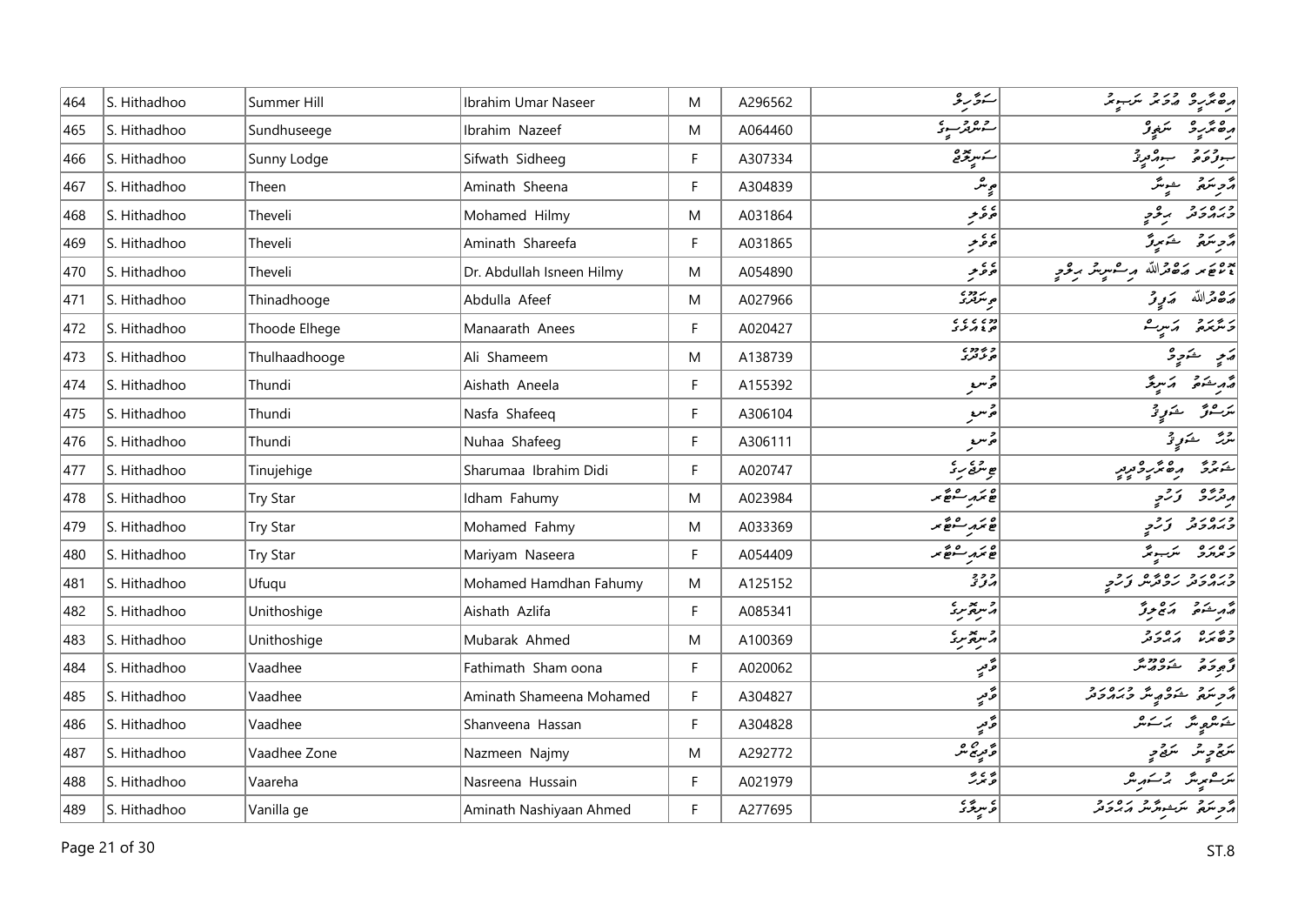| 464 | S. Hithadhoo | Summer Hill | Ibrahim Umar Naseer | M | A296562 | سَمَرْ ހިލް | ރިޔާޒު ޢުމަރު ނަޞީރު |
|---|---|---|---|---|---|---|---|
| 465 | S. Hithadhoo | Sundhuseege | Ibrahim Nazeef | M | A064460 | ސަންދުސީގެ | އިބްރާހީމް ނަޒީފް |
| 466 | S. Hithadhoo | Sunny Lodge | Sifwath Sidheeg | F | A307334 | ސަނީލޮޖް | ސިފްވަތު ސިދީގު |
| 467 | S. Hithadhoo | Theen | Aminath Sheena | F | A304839 | ތީން | އާމިނަތު ޝީނާ |
| 468 | S. Hithadhoo | Theveli | Mohamed Hilmy | M | A031864 | ތެވެލި | މުޙައްމަދު ހިލްމީ |
| 469 | S. Hithadhoo | Theveli | Aminath Shareefa | F | A031865 | ތެވެލި | އާމިނަތު ޝަރީފާ |
| 470 | S. Hithadhoo | Theveli | Dr. Abdullah Isneen Hilmy | M | A054890 | ތެވެލި | ޑޮކްޓަރ ޢަބްދުﷲ އިސްނީން ހިލްމީ |
| 471 | S. Hithadhoo | Thinadhooge | Abdulla Afeef | M | A027966 | ތިނަދޫގެ | ޢަބްދުﷲ ޢަފީފު |
| 472 | S. Hithadhoo | Thoode Elhege | Manaarath Anees | F | A020427 | ތޫދެ އެޅެގެ | މަނާރަތު އަނީސް |
| 473 | S. Hithadhoo | Thulhaadhooge | Ali Shameem | M | A138739 | ތުޅާދޫގެ | އަލީ ޝަމީމް |
| 474 | S. Hithadhoo | Thundi | Aishath Aneela | F | A155392 | ތުނޑި | އައިޝަތު އަނީލާ |
| 475 | S. Hithadhoo | Thundi | Nasfa Shafeeq | F | A306104 | ތުނޑި | ނަސްފާ ޝަފީޤު |
| 476 | S. Hithadhoo | Thundi | Nuhaa Shafeeg | F | A306111 | ތުނޑި | ނުހާ ޝަފީޤު |
| 477 | S. Hithadhoo | Tinujehige | Sharumaa Ibrahim Didi | F | A020747 | ޓިނުޖެހިގެ | ޝަރުމާ އިބްރާހީމްދީދީ |
| 478 | S. Hithadhoo | Try Star | Idham Fahumy | M | A023984 | ޓްރައިސްޓާރ | އިދުހަމް ފަހުމީ |
| 479 | S. Hithadhoo | Try Star | Mohamed Fahmy | M | A033369 | ޓްރައިސްޓާރ | މުޙައްމަދު ފަހުމީ |
| 480 | S. Hithadhoo | Try Star | Mariyam Naseera | F | A054409 | ޓްރައިސްޓާރ | މަރިޔަމް ނަސީރާ |
| 481 | S. Hithadhoo | Ufuqu | Mohamed Hamdhan Fahumy | M | A125152 | އުފުޤު | މުޙައްމަދު ހަމްދާން ފަހުމީ |
| 482 | S. Hithadhoo | Unithoshige | Aishath Azlifa | F | A085341 | އުނިތޮށިގެ | އައިޝަތު އަޒްލީފާ |
| 483 | S. Hithadhoo | Unithoshige | Mubarak Ahmed | M | A100369 | އުނިތޮށިގެ | މުބާރަކް އަޙްމަދު |
| 484 | S. Hithadhoo | Vaadhee | Fathimath Sham oona | F | A020062 | ވާދީ | ފާތިމަތު ޝަމޫނާ |
| 485 | S. Hithadhoo | Vaadhee | Aminath Shameena Mohamed | F | A304827 | ވާދީ | އާމިނަތު ޝަމީނާ މުޙައްމަދު |
| 486 | S. Hithadhoo | Vaadhee | Shanveena Hassan | F | A304828 | ވާދީ | ޝަންވީނާ ޙަސަން |
| 487 | S. Hithadhoo | Vaadhee Zone | Nazmeen Najmy | M | A292772 | ވާދީޒޯން | ނަޒްމީން ނަޖްމީ |
| 488 | S. Hithadhoo | Vaareha | Nasreena Hussain | F | A021979 | ވާރެހާ | ނަސްރީނާ ހުސައިން |
| 489 | S. Hithadhoo | Vanilla ge | Aminath Nashiyaan Ahmed | F | A277695 | ވެނިލާގެ | އާމިނަތު ނަޝިޔާން އަޙްމަދު |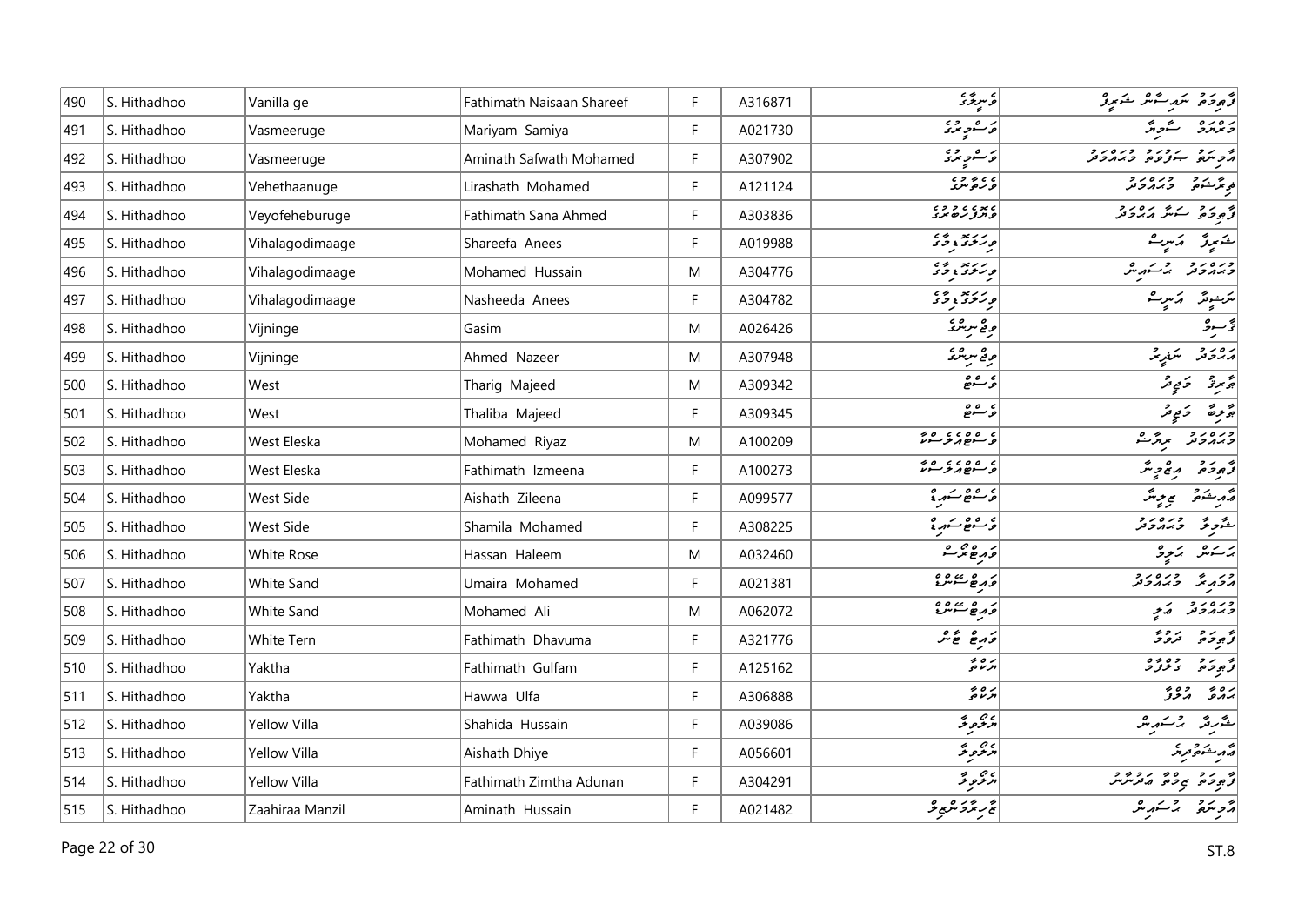| 490 | S. Hithadhoo | Vanilla ge | Fathimath Naisaan Shareef | F | A316871 | ءُسِرِدَّءِ | ژوجوح سَمِ سُکْر شَمِرِو |
|---|---|---|---|---|---|---|---|
| 491 | S. Hithadhoo | Vasmeeruge | Mariyam Samiya | F | A021730 | وَسْوِرِدُّ | دَ بِرْ رِ وِ سَوِيرُّ |
| 492 | S. Hithadhoo | Vasmeeruge | Aminath Safwath Mohamed | F | A307902 | وَسْوِرِدُّ | أَوْسِهِمْ سَوْرِهِمْ وِيَمْرَدَتَر |
| 493 | S. Hithadhoo | Vehethaanuge | Lirashath Mohamed | F | A121124 | وِرِهِ مُدْرِّ | مِوِسَّشَم وِيَمْرَدَتَر |
| 494 | S. Hithadhoo | Veyofeheburuge | Fathimath Sana Ahmed | F | A303836 | وِيُرِيُو مُرِدُّ | ژوجوح سَدْر رَرُّمْرِدَ |
| 495 | S. Hithadhoo | Vihalagodimaage | Shareefa Anees | F | A019988 | وِرَجِيَ وِ وَدُّ | شَوَمِرِدُّ مَسِرِسُ |
| 496 | S. Hithadhoo | Vihalagodimaage | Mohamed Hussain | M | A304776 | وِرَجِيَ وِ وَدُّ | وِيَمْرَدَتَر بِرْسَرِهِر |
| 497 | S. Hithadhoo | Vihalagodimaage | Nasheeda Anees | F | A304782 | وِرَجِيَ وِ وَدُّ | سَرْشِوِيرُّ مَسِرِسُ |
| 498 | S. Hithadhoo | Vijninge | Gasim | M | A026426 | وِيْ سِرِسْمِدُّ | تَوسِوُ |
| 499 | S. Hithadhoo | Vijninge | Ahmed Nazeer | M | A307948 | وِيْ سِرِسْمِدُّ | مَرْرُّمْرِدَ سَرِفِرِمُ |
| 500 | S. Hithadhoo | West | Tharig Majeed | M | A309342 | وِسْرِهِ | مُّمِرِقْ دِمِرِمُ |
| 501 | S. Hithadhoo | West | Thaliba Majeed | F | A309345 | وِسْرِهِ | مُّمِرِهِ دِمِرِمُ |
| 502 | S. Hithadhoo | West Eleska | Mohamed Riyaz | M | A100209 | وِسْرِهِ وِرُّمُرِّ سُّ | وِيَمْرَدَتَر سِمِرُّشْ |
| 503 | S. Hithadhoo | West Eleska | Fathimath Izmeena | F | A100273 | وِسْرِهِ وِرُّمُرِّ سُّ | ژوجوح مِرْجِ مِرِسْ |
| 504 | S. Hithadhoo | West Side | Aishath Zileena | F | A099577 | وِسْرِهِ سَرِمُ | مَّمِرِشَوْ سِمِوِسَّ |
| 505 | S. Hithadhoo | West Side | Shamila Mohamed | F | A308225 | وِسْرِهِ سَرِمُ | شَّرْوِرُّ وِيَمْرَدَتَر |
| 506 | S. Hithadhoo | White Rose | Hassan Haleem | M | A032460 | وَرِهِ مُرْسَّ | بَرَسَسْ بَرِوِ |
| 507 | S. Hithadhoo | White Sand | Umaira Mohamed | F | A021381 | وَرِهِ سُسْمِهِ | مُرُّرَمِرُّ وِيَمْرَدَتَر |
| 508 | S. Hithadhoo | White Sand | Mohamed Ali | M | A062072 | وَرِهِ سُسْمِهِ | وِيَمْرَدَتَر مَّرِ |
| 509 | S. Hithadhoo | White Tern | Fathimath Dhavuma | F | A321776 | وَرِهِ ھُسْ | ژوجوح مَّرُدُّ |
| 510 | S. Hithadhoo | Yaktha | Fathimath Gulfam | F | A125162 | مَرْمُّ | ژوجوح دُمُرُّوْ |
| 511 | S. Hithadhoo | Yaktha | Hawwa Ulfa | F | A306888 | مَرْمُّ | بَرْمُّ مُرْوُّ |
| 512 | S. Hithadhoo | Yellow Villa | Shahida Hussain | F | A039086 | مُرْوِدُّ | شَّرِرُّ بِرْسَرِهِر |
| 513 | S. Hithadhoo | Yellow Villa | Aishath Dhiye | F | A056601 | مُرْوِدُّ | مَّمِرِشَوْ مِرِمُ |
| 514 | S. Hithadhoo | Yellow Villa | Fathimath Zimtha Adunan | F | A304291 | مُرْوِدُّ | ژوجوح سِوِدُّ مَرْمُرْسُرْسُ |
| 515 | S. Hithadhoo | Zaahiraa Manzil | Aminath Hussain | F | A021482 | مُّرِمُّرَ سْمِهِ دُ | أَوْسِهِمْ بِرْسَرِهِر |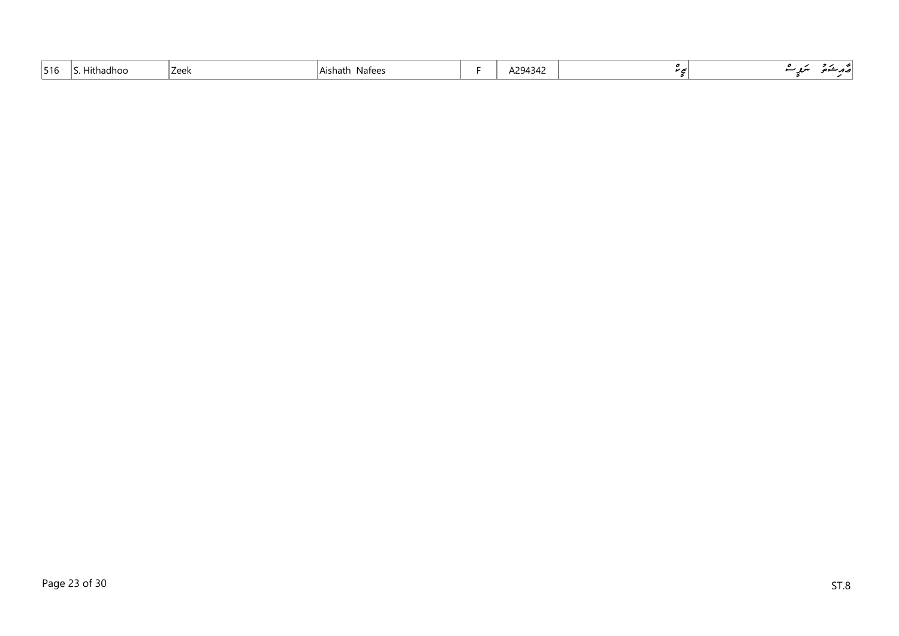| 516 | S. Hithadhoo | Zeek | Aishath Nafees | F | A294342 | ޒީކް | އާއިޝަތު ނަފީސް |
|---|---|---|---|---|---|---|---|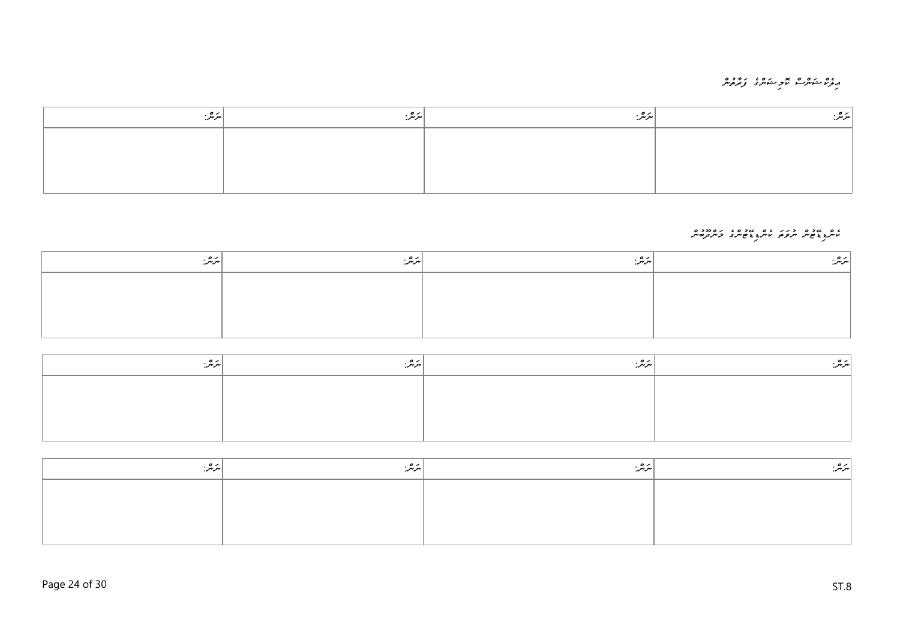# އިވެންޓަންސް ކޮމިޝަނގެ ފަރާތުން

| ނަންބަރ: | ނަންބަރ: | ނަންބަރ: | ނަންބަރ: |
|---|---|---|---|
| | | | |

# ކެންޑިޑޭޓުން ނުވަތަ ކެންޑިޑޭޓުންގެ މަންދޫބުން

| ނަންބަރ: | ނަންބަރ: | ނަންބަރ: | ނަންބަރ: |
|---|---|---|---|
| | | | |

| ނަންބަރ: | ނަންބަރ: | ނަންބަރ: | ނަންބަރ: |
|---|---|---|---|
| | | | |

| ނަންބަރ: | ނަންބަރ: | ނަންބަރ: | ނަންބަރ: |
|---|---|---|---|
| | | | |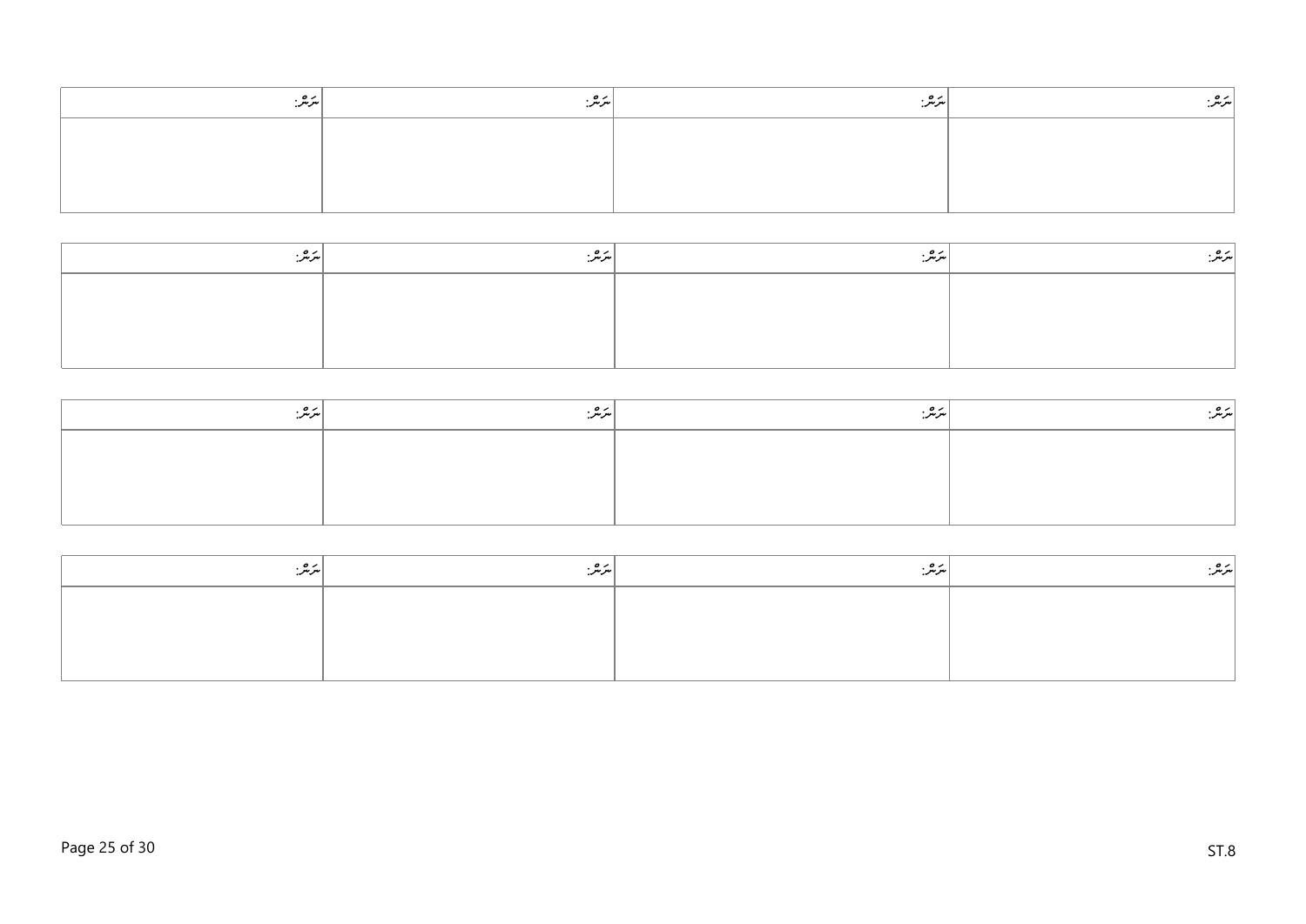| ނަރުދ: | ނަރުދ: | ނަރުދ: | ނަރުދ: |
| --- | --- | --- | --- |
| | | | |

| ނަރުދ: | ނަރުދ: | ނަރުދ: | ނަރުދ: |
| --- | --- | --- | --- |
| | | | |

| ނަރުދ: | ނަރުދ: | ނަރުދ: | ނަރުދ: |
| --- | --- | --- | --- |
| | | | |

| ނަރުދ: | ނަރުދ: | ނަރުދ: | ނަރުދ: |
| --- | --- | --- | --- |
| | | | |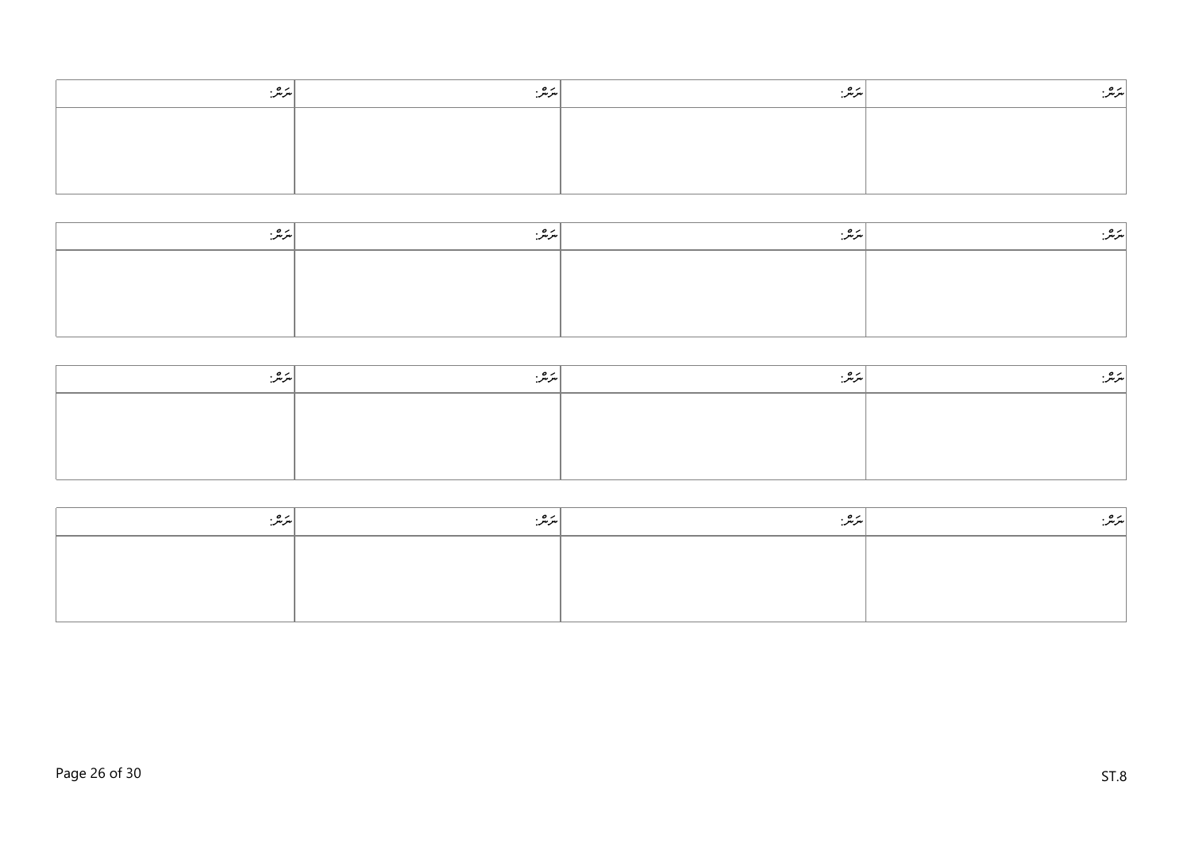| ނަރަދ: | ނަރަދ: | ނަރަދ: | ނަރަދ: |
|---|---|---|---|
| | | | |

| ނަރަދ: | ނަރަދ: | ނަރަދ: | ނަރަދ: |
|---|---|---|---|
| | | | |

| ނަރަދ: | ނަރަދ: | ނަރަދ: | ނަރަދ: |
|---|---|---|---|
| | | | |

| ނަރަދ: | ނަރަދ: | ނަރަދ: | ނަރަދ: |
|---|---|---|---|
| | | | |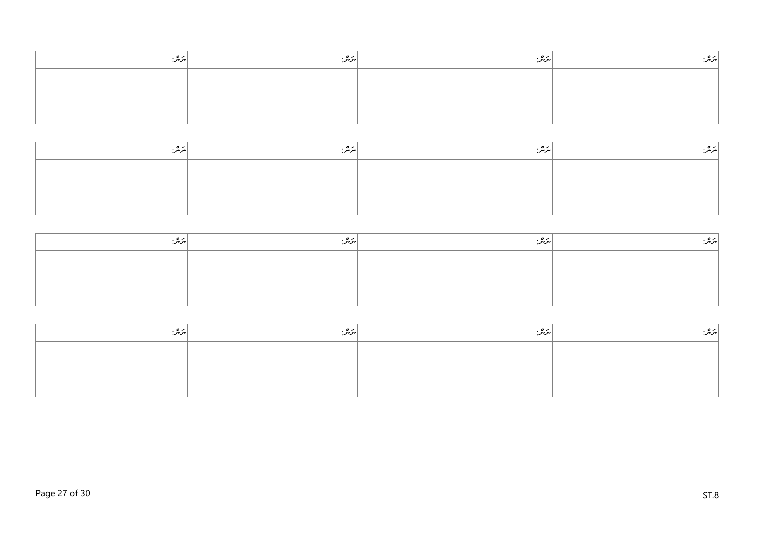| ނަންބަރު: | ނަންބަރު: | ނަންބަރު: | ނަންބަރު: |
|---|---|---|---|
| | | | |

| ނަންބަރު: | ނަންބަރު: | ނަންބަރު: | ނަންބަރު: |
|---|---|---|---|
| | | | |

| ނަންބަރު: | ނަންބަރު: | ނަންބަރު: | ނަންބަރު: |
|---|---|---|---|
| | | | |

| ނަންބަރު: | ނަންބަރު: | ނަންބަރު: | ނަންބަރު: |
|---|---|---|---|
| | | | |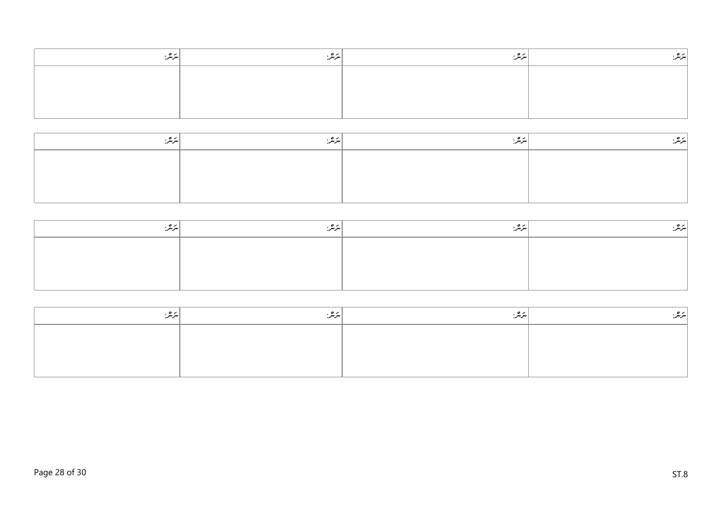| ނަންބަރު: | ނަންބަރު: | ނަންބަރު: | ނަންބަރު: |
|---|---|---|---|
| | | | |

| ނަންބަރު: | ނަންބަރު: | ނަންބަރު: | ނަންބަރު: |
|---|---|---|---|
| | | | |

| ނަންބަރު: | ނަންބަރު: | ނަންބަރު: | ނަންބަރު: |
|---|---|---|---|
| | | | |

| ނަންބަރު: | ނަންބަރު: | ނަންބަރު: | ނަންބަރު: |
|---|---|---|---|
| | | | |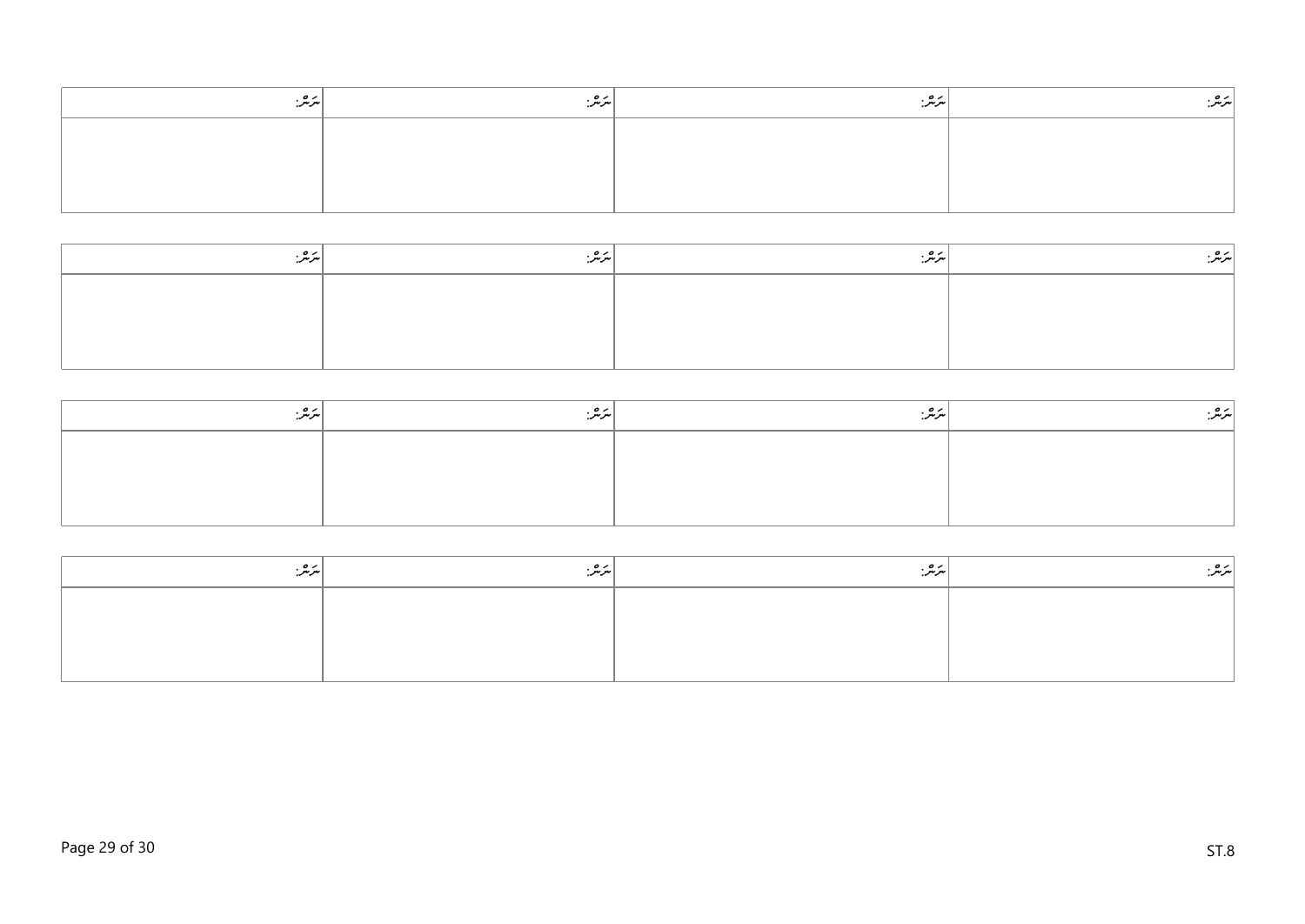| ނަރަށް: | ނަރަށް: | ނަރަށް: | ނަރަށް: |
|---|---|---|---|
| | | | |

| ނަރަށް: | ނަރަށް: | ނަރަށް: | ނަރަށް: |
|---|---|---|---|
| | | | |

| ނަރަށް: | ނަރަށް: | ނަރަށް: | ނަރަށް: |
|---|---|---|---|
| | | | |

| ނަރަށް: | ނަރަށް: | ނަރަށް: | ނަރަށް: |
|---|---|---|---|
| | | | |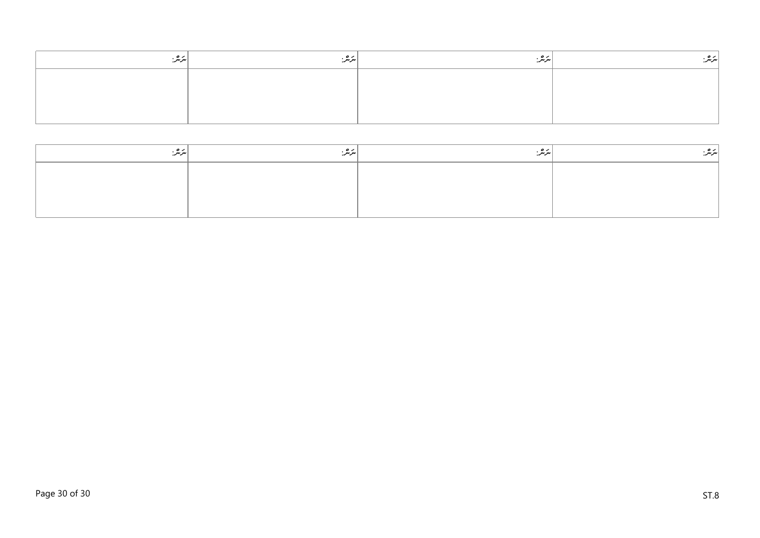| ނަރަދ: | ނަރަދ: | ނަރަދ: | ނަރަދ: |
| --- | --- | --- | --- |
| | | | |

| ނަރަދ: | ނަރަދ: | ނަރަދ: | ނަރަދ: |
| --- | --- | --- | --- |
| | | | |

ST.8